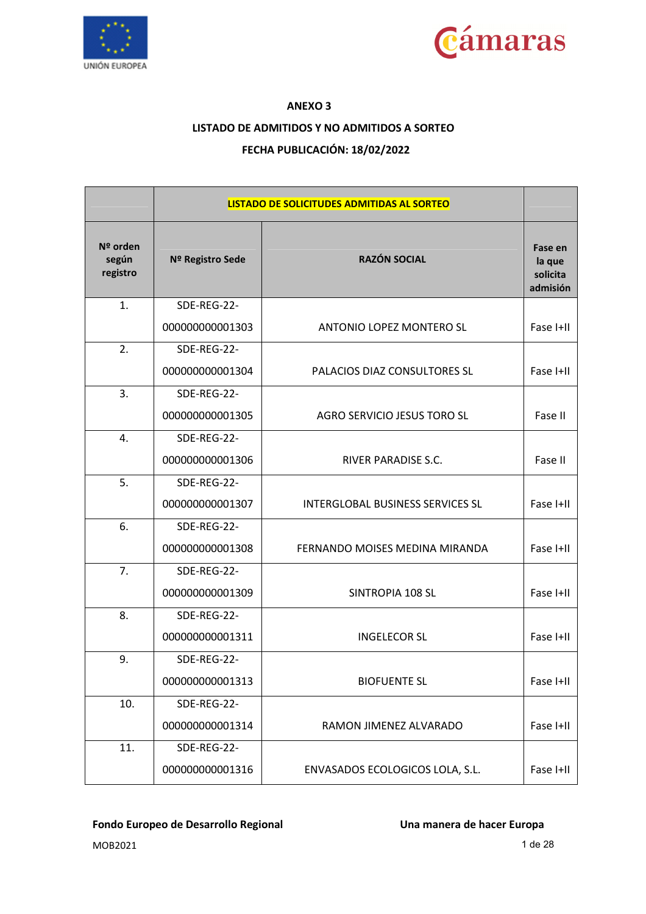**ANEXO 3**

**LISTADO DE ADMITIDOS Y NO ADMITIDOS A SORTEO**

**FECHA PUBLICACIÓN: 18/02/2022**

| | **LISTADO DE SOLICITUDES ADMITIDAS AL SORTEO** | | |
|---|---|---|---|
| **Nº orden según registro** | **Nº Registro Sede** | **RAZÓN SOCIAL** | **Fase en la que solicita admisión** |
| 1. | SDE-REG-22-000000000001303 | ANTONIO LOPEZ MONTERO SL | Fase I+II |
| 2. | SDE-REG-22-000000000001304 | PALACIOS DIAZ CONSULTORES SL | Fase I+II |
| 3. | SDE-REG-22-000000000001305 | AGRO SERVICIO JESUS TORO SL | Fase II |
| 4. | SDE-REG-22-000000000001306 | RIVER PARADISE S.C. | Fase II |
| 5. | SDE-REG-22-000000000001307 | INTERGLOBAL BUSINESS SERVICES SL | Fase I+II |
| 6. | SDE-REG-22-000000000001308 | FERNANDO MOISES MEDINA MIRANDA | Fase I+II |
| 7. | SDE-REG-22-000000000001309 | SINTROPIA 108 SL | Fase I+II |
| 8. | SDE-REG-22-000000000001311 | INGELECOR SL | Fase I+II |
| 9. | SDE-REG-22-000000000001313 | BIOFUENTE SL | Fase I+II |
| 10. | SDE-REG-22-000000000001314 | RAMON JIMENEZ ALVARADO | Fase I+II |
| 11. | SDE-REG-22-000000000001316 | ENVASADOS ECOLOGICOS LOLA, S.L. | Fase I+II |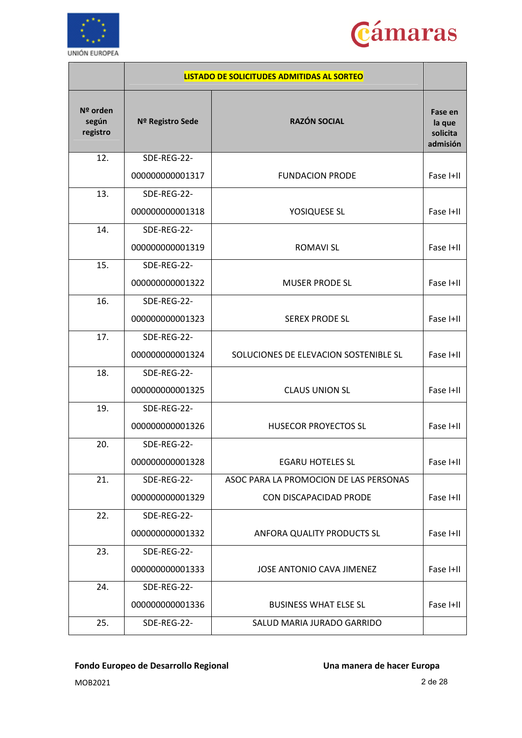| | LISTADO DE SOLICITUDES ADMITIDAS AL SORTEO | | |
|---|---|---|---|
| **Nº orden según registro** | **Nº Registro Sede** | **RAZÓN SOCIAL** | **Fase en la que solicita admisión** |
| 12. | SDE-REG-22-000000000001317 | FUNDACION PRODE | Fase I+II |
| 13. | SDE-REG-22-000000000001318 | YOSIQUESE SL | Fase I+II |
| 14. | SDE-REG-22-000000000001319 | ROMAVI SL | Fase I+II |
| 15. | SDE-REG-22-000000000001322 | MUSER PRODE SL | Fase I+II |
| 16. | SDE-REG-22-000000000001323 | SEREX PRODE SL | Fase I+II |
| 17. | SDE-REG-22-000000000001324 | SOLUCIONES DE ELEVACION SOSTENIBLE SL | Fase I+II |
| 18. | SDE-REG-22-000000000001325 | CLAUS UNION SL | Fase I+II |
| 19. | SDE-REG-22-000000000001326 | HUSECOR PROYECTOS SL | Fase I+II |
| 20. | SDE-REG-22-000000000001328 | EGARU HOTELES SL | Fase I+II |
| 21. | SDE-REG-22-000000000001329 | ASOC PARA LA PROMOCION DE LAS PERSONAS CON DISCAPACIDAD PRODE | Fase I+II |
| 22. | SDE-REG-22-000000000001332 | ANFORA QUALITY PRODUCTS SL | Fase I+II |
| 23. | SDE-REG-22-000000000001333 | JOSE ANTONIO CAVA JIMENEZ | Fase I+II |
| 24. | SDE-REG-22-000000000001336 | BUSINESS WHAT ELSE SL | Fase I+II |
| 25. | SDE-REG-22- | SALUD MARIA JURADO GARRIDO | |

**Fondo Europeo de Desarrollo Regional** **Una manera de hacer Europa**

MOB2021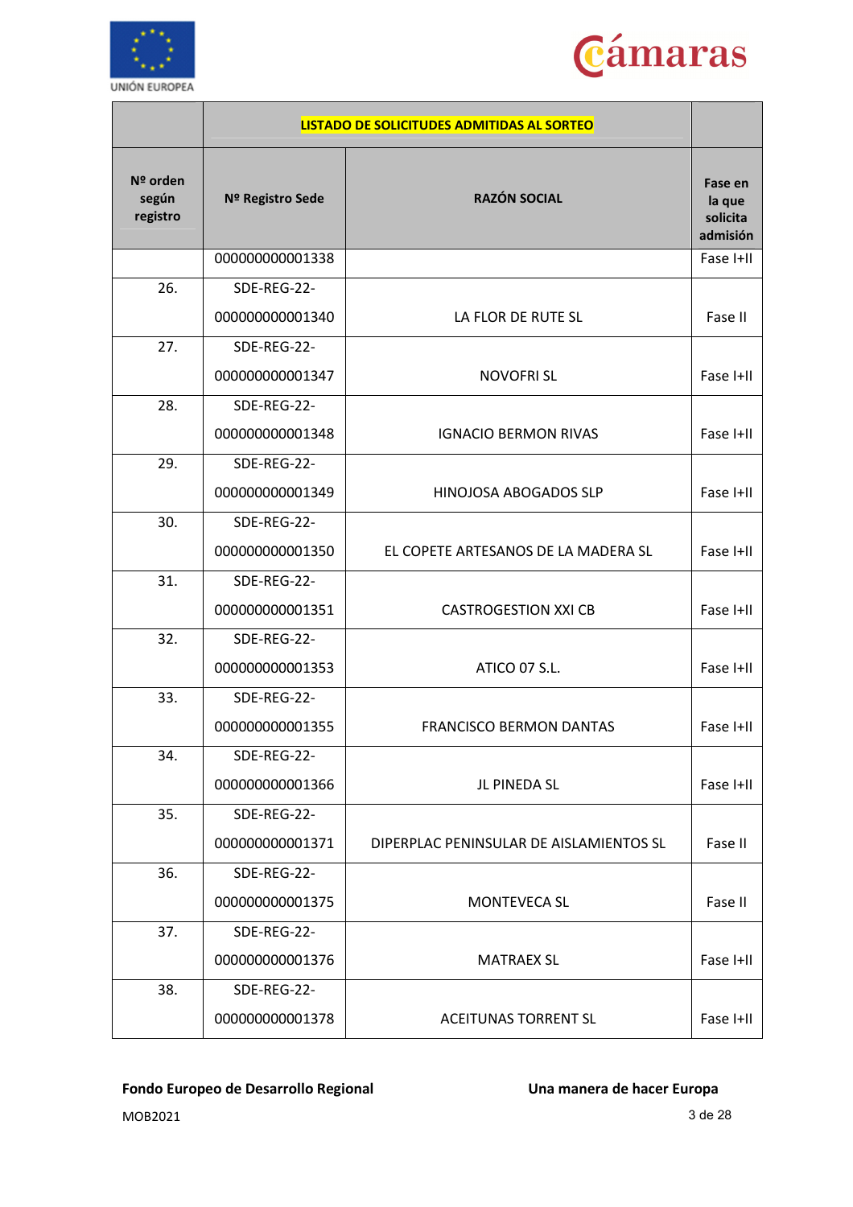| | **LISTADO DE SOLICITUDES ADMITIDAS AL SORTEO** | | |
|---|---|---|---|
| **Nº orden según registro** | **Nº Registro Sede** | **RAZÓN SOCIAL** | **Fase en la que solicita admisión** |
| | 000000000001338 | | Fase I+II |
| 26. | SDE-REG-22-000000000001340 | LA FLOR DE RUTE SL | Fase II |
| 27. | SDE-REG-22-000000000001347 | NOVOFRI SL | Fase I+II |
| 28. | SDE-REG-22-000000000001348 | IGNACIO BERMON RIVAS | Fase I+II |
| 29. | SDE-REG-22-000000000001349 | HINOJOSA ABOGADOS SLP | Fase I+II |
| 30. | SDE-REG-22-000000000001350 | EL COPETE ARTESANOS DE LA MADERA SL | Fase I+II |
| 31. | SDE-REG-22-000000000001351 | CASTROGESTION XXI CB | Fase I+II |
| 32. | SDE-REG-22-000000000001353 | ATICO 07 S.L. | Fase I+II |
| 33. | SDE-REG-22-000000000001355 | FRANCISCO BERMON DANTAS | Fase I+II |
| 34. | SDE-REG-22-000000000001366 | JL PINEDA SL | Fase I+II |
| 35. | SDE-REG-22-000000000001371 | DIPERPLAC PENINSULAR DE AISLAMIENTOS SL | Fase II |
| 36. | SDE-REG-22-000000000001375 | MONTEVECA SL | Fase II |
| 37. | SDE-REG-22-000000000001376 | MATRAEX SL | Fase I+II |
| 38. | SDE-REG-22-000000000001378 | ACEITUNAS TORRENT SL | Fase I+II |

**Fondo Europeo de Desarrollo Regional** **Una manera de hacer Europa**

MOB2021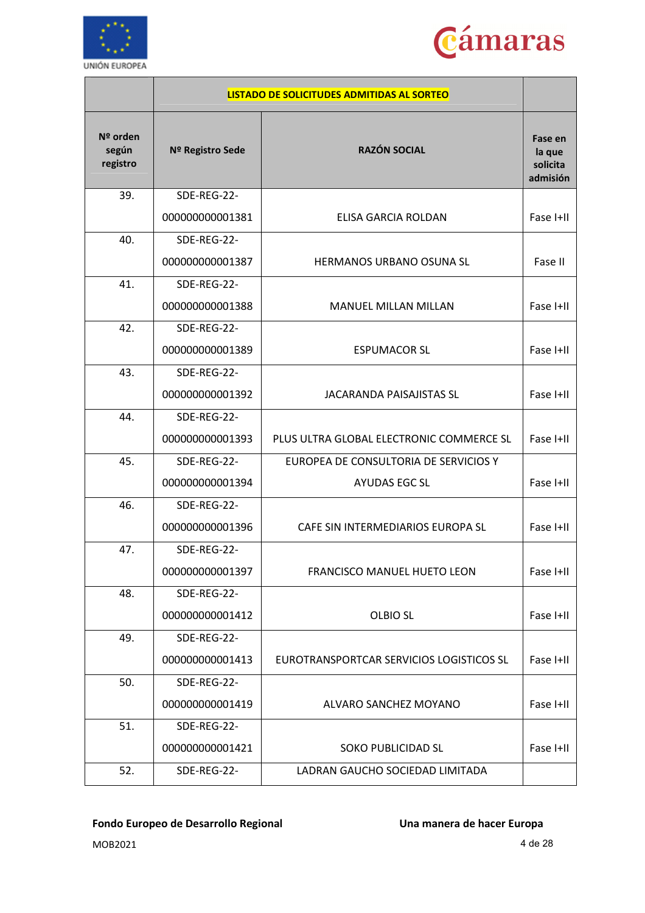| | LISTADO DE SOLICITUDES ADMITIDAS AL SORTEO | | |
|---|---|---|---|
| **Nº orden según registro** | **Nº Registro Sede** | **RAZÓN SOCIAL** | **Fase en la que solicita admisión** |
| 39. | SDE-REG-22-000000000001381 | ELISA GARCIA ROLDAN | Fase I+II |
| 40. | SDE-REG-22-000000000001387 | HERMANOS URBANO OSUNA SL | Fase II |
| 41. | SDE-REG-22-000000000001388 | MANUEL MILLAN MILLAN | Fase I+II |
| 42. | SDE-REG-22-000000000001389 | ESPUMACOR SL | Fase I+II |
| 43. | SDE-REG-22-000000000001392 | JACARANDA PAISAJISTAS SL | Fase I+II |
| 44. | SDE-REG-22-000000000001393 | PLUS ULTRA GLOBAL ELECTRONIC COMMERCE SL | Fase I+II |
| 45. | SDE-REG-22-000000000001394 | EUROPEA DE CONSULTORIA DE SERVICIOS Y AYUDAS EGC SL | Fase I+II |
| 46. | SDE-REG-22-000000000001396 | CAFE SIN INTERMEDIARIOS EUROPA SL | Fase I+II |
| 47. | SDE-REG-22-000000000001397 | FRANCISCO MANUEL HUETO LEON | Fase I+II |
| 48. | SDE-REG-22-000000000001412 | OLBIO SL | Fase I+II |
| 49. | SDE-REG-22-000000000001413 | EUROTRANSPORTCAR SERVICIOS LOGISTICOS SL | Fase I+II |
| 50. | SDE-REG-22-000000000001419 | ALVARO SANCHEZ MOYANO | Fase I+II |
| 51. | SDE-REG-22-000000000001421 | SOKO PUBLICIDAD SL | Fase I+II |
| 52. | SDE-REG-22- | LADRAN GAUCHO SOCIEDAD LIMITADA | |

**Fondo Europeo de Desarrollo Regional** **Una manera de hacer Europa**

MOB2021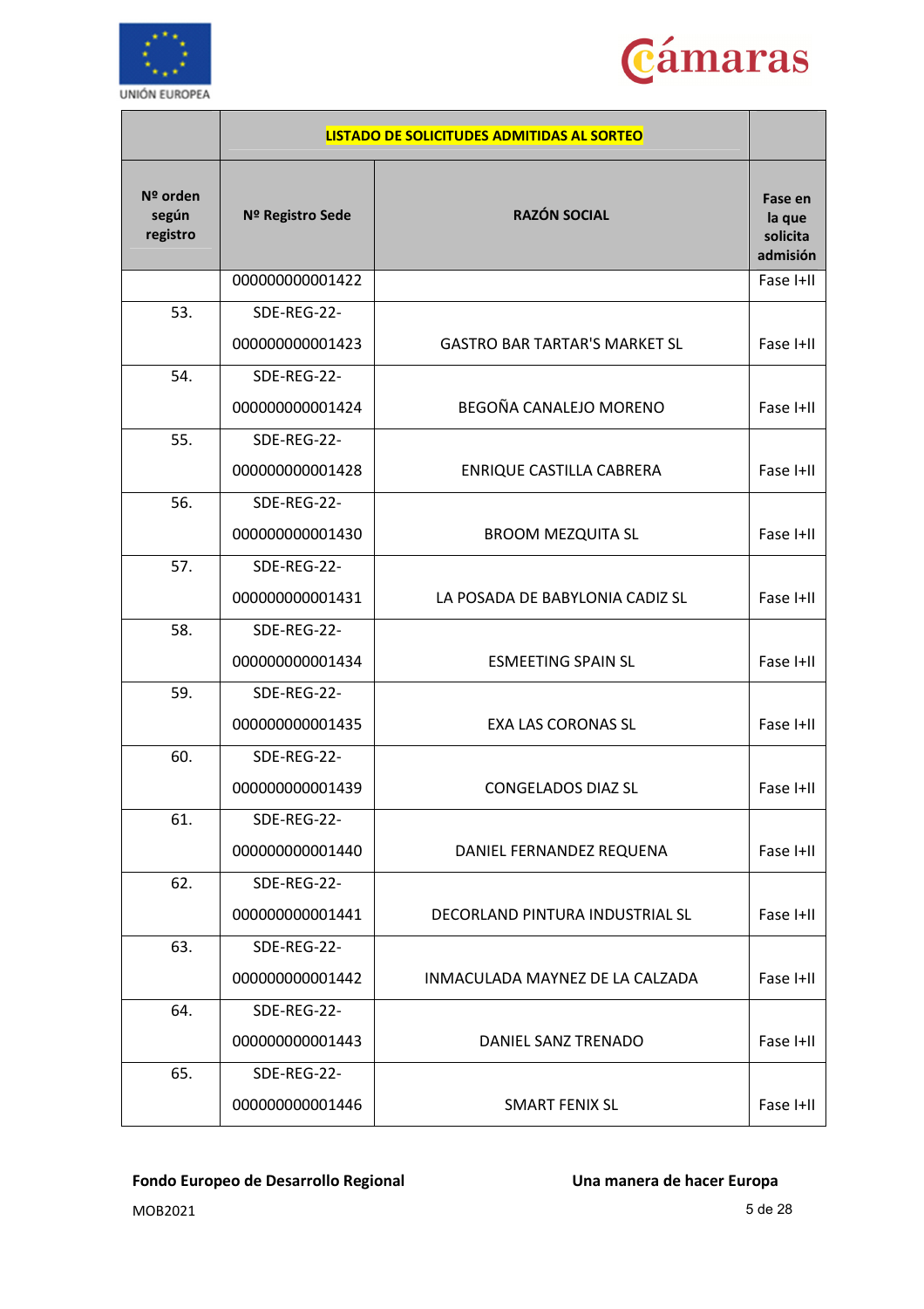| | LISTADO DE SOLICITUDES ADMITIDAS AL SORTEO | | |
|---|---|---|---|
| **Nº orden según registro** | **Nº Registro Sede** | **RAZÓN SOCIAL** | **Fase en la que solicita admisión** |
| | 000000000001422 | | Fase I+II |
| 53. | SDE-REG-22-000000000001423 | GASTRO BAR TARTAR'S MARKET SL | Fase I+II |
| 54. | SDE-REG-22-000000000001424 | BEGOÑA CANALEJO MORENO | Fase I+II |
| 55. | SDE-REG-22-000000000001428 | ENRIQUE CASTILLA CABRERA | Fase I+II |
| 56. | SDE-REG-22-000000000001430 | BROOM MEZQUITA SL | Fase I+II |
| 57. | SDE-REG-22-000000000001431 | LA POSADA DE BABYLONIA CADIZ SL | Fase I+II |
| 58. | SDE-REG-22-000000000001434 | ESMEETING SPAIN SL | Fase I+II |
| 59. | SDE-REG-22-000000000001435 | EXA LAS CORONAS SL | Fase I+II |
| 60. | SDE-REG-22-000000000001439 | CONGELADOS DIAZ SL | Fase I+II |
| 61. | SDE-REG-22-000000000001440 | DANIEL FERNANDEZ REQUENA | Fase I+II |
| 62. | SDE-REG-22-000000000001441 | DECORLAND PINTURA INDUSTRIAL SL | Fase I+II |
| 63. | SDE-REG-22-000000000001442 | INMACULADA MAYNEZ DE LA CALZADA | Fase I+II |
| 64. | SDE-REG-22-000000000001443 | DANIEL SANZ TRENADO | Fase I+II |
| 65. | SDE-REG-22-000000000001446 | SMART FENIX SL | Fase I+II |

**Fondo Europeo de Desarrollo Regional** **Una manera de hacer Europa**

MOB2021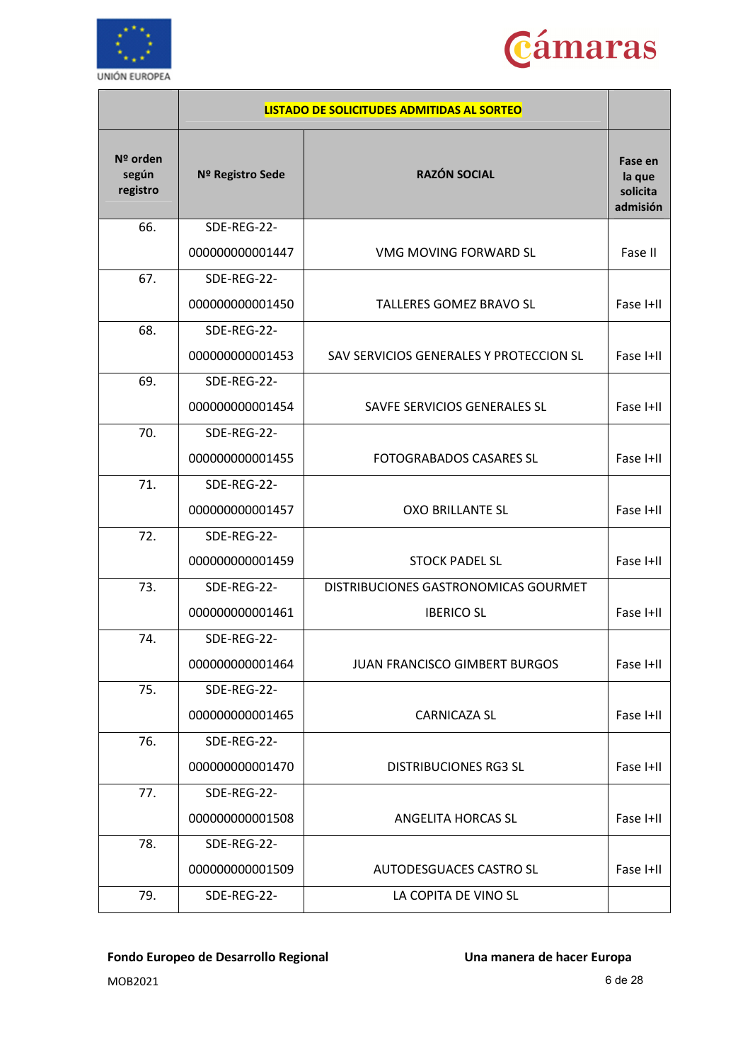| | LISTADO DE SOLICITUDES ADMITIDAS AL SORTEO | | |
|---|---|---|---|
| Nº orden según registro | Nº Registro Sede | RAZÓN SOCIAL | Fase en la que solicita admisión |
| 66. | SDE-REG-22-000000000001447 | VMG MOVING FORWARD SL | Fase II |
| 67. | SDE-REG-22-000000000001450 | TALLERES GOMEZ BRAVO SL | Fase I+II |
| 68. | SDE-REG-22-000000000001453 | SAV SERVICIOS GENERALES Y PROTECCION SL | Fase I+II |
| 69. | SDE-REG-22-000000000001454 | SAFVE SERVICIOS GENERALES SL | Fase I+II |
| 70. | SDE-REG-22-000000000001455 | FOTOGRABADOS CASARES SL | Fase I+II |
| 71. | SDE-REG-22-000000000001457 | OXO BRILLANTE SL | Fase I+II |
| 72. | SDE-REG-22-000000000001459 | STOCK PADEL SL | Fase I+II |
| 73. | SDE-REG-22-000000000001461 | DISTRIBUCIONES GASTRONOMICAS GOURMET IBERICO SL | Fase I+II |
| 74. | SDE-REG-22-000000000001464 | JUAN FRANCISCO GIMBERT BURGOS | Fase I+II |
| 75. | SDE-REG-22-000000000001465 | CARNICAZA SL | Fase I+II |
| 76. | SDE-REG-22-000000000001470 | DISTRIBUCIONES RG3 SL | Fase I+II |
| 77. | SDE-REG-22-000000000001508 | ANGELITA HORCAS SL | Fase I+II |
| 78. | SDE-REG-22-000000000001509 | AUTODESGUACES CASTRO SL | Fase I+II |
| 79. | SDE-REG-22- | LA COPITA DE VINO SL | |

**Fondo Europeo de Desarrollo Regional** **Una manera de hacer Europa**

MOB2021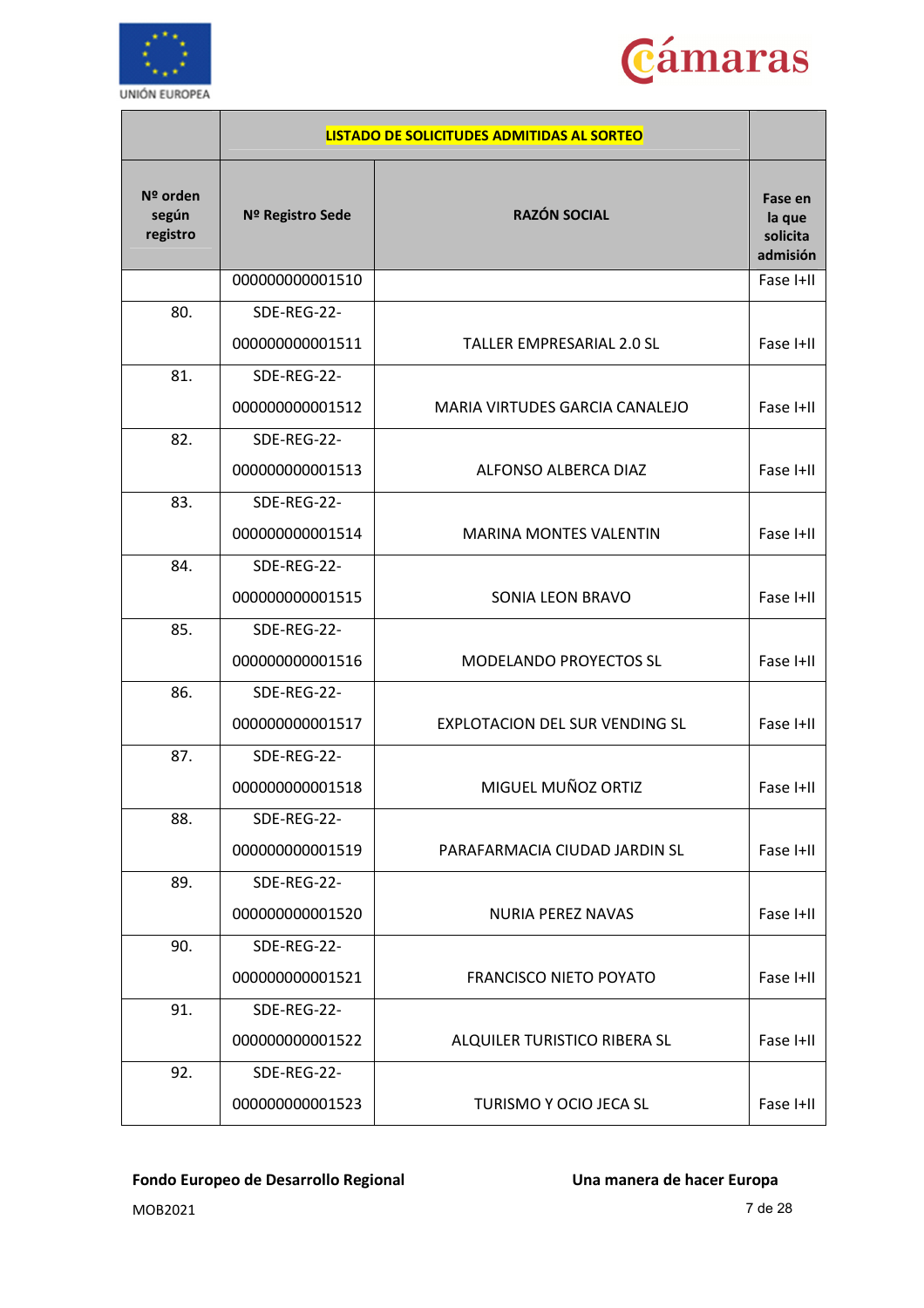| | LISTADO DE SOLICITUDES ADMITIDAS AL SORTEO | | |
|---|---|---|---|
| Nº orden según registro | Nº Registro Sede | RAZÓN SOCIAL | Fase en la que solicita admisión |
| | 000000000001510 | | Fase I+II |
| 80. | SDE-REG-22-000000000001511 | TALLER EMPRESARIAL 2.0 SL | Fase I+II |
| 81. | SDE-REG-22-000000000001512 | MARIA VIRTUDES GARCIA CANALEJO | Fase I+II |
| 82. | SDE-REG-22-000000000001513 | ALFONSO ALBERCA DIAZ | Fase I+II |
| 83. | SDE-REG-22-000000000001514 | MARINA MONTES VALENTIN | Fase I+II |
| 84. | SDE-REG-22-000000000001515 | SONIA LEON BRAVO | Fase I+II |
| 85. | SDE-REG-22-000000000001516 | MODELANDO PROYECTOS SL | Fase I+II |
| 86. | SDE-REG-22-000000000001517 | EXPLOTACION DEL SUR VENDING SL | Fase I+II |
| 87. | SDE-REG-22-000000000001518 | MIGUEL MUÑOZ ORTIZ | Fase I+II |
| 88. | SDE-REG-22-000000000001519 | PARAFARMACIA CIUDAD JARDIN SL | Fase I+II |
| 89. | SDE-REG-22-000000000001520 | NURIA PEREZ NAVAS | Fase I+II |
| 90. | SDE-REG-22-000000000001521 | FRANCISCO NIETO POYATO | Fase I+II |
| 91. | SDE-REG-22-000000000001522 | ALQUILER TURISTICO RIBERA SL | Fase I+II |
| 92. | SDE-REG-22-000000000001523 | TURISMO Y OCIO JECA SL | Fase I+II |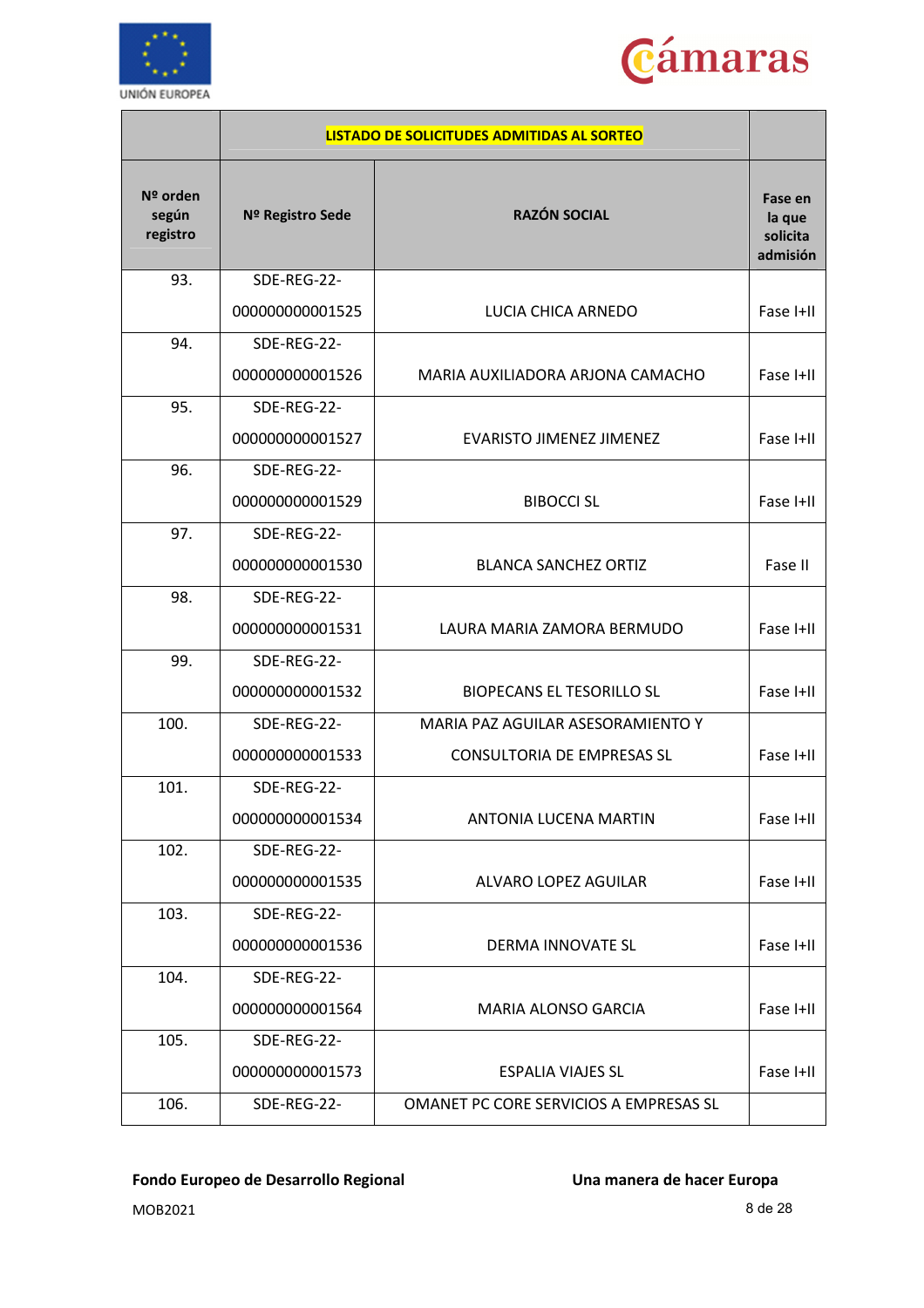| | LISTADO DE SOLICITUDES ADMITIDAS AL SORTEO | | |
|---|---|---|---|
| Nº orden según registro | Nº Registro Sede | RAZÓN SOCIAL | Fase en la que solicita admisión |
| 93. | SDE-REG-22-000000000001525 | LUCIA CHICA ARNEDO | Fase I+II |
| 94. | SDE-REG-22-000000000001526 | MARIA AUXILIADORA ARJONA CAMACHO | Fase I+II |
| 95. | SDE-REG-22-000000000001527 | EVARISTO JIMENEZ JIMENEZ | Fase I+II |
| 96. | SDE-REG-22-000000000001529 | BIBOCCI SL | Fase I+II |
| 97. | SDE-REG-22-000000000001530 | BLANCA SANCHEZ ORTIZ | Fase II |
| 98. | SDE-REG-22-000000000001531 | LAURA MARIA ZAMORA BERMUDO | Fase I+II |
| 99. | SDE-REG-22-000000000001532 | BIOPECANS EL TESORILLO SL | Fase I+II |
| 100. | SDE-REG-22-000000000001533 | MARIA PAZ AGUILAR ASESORAMIENTO Y CONSULTORIA DE EMPRESAS SL | Fase I+II |
| 101. | SDE-REG-22-000000000001534 | ANTONIA LUCENA MARTIN | Fase I+II |
| 102. | SDE-REG-22-000000000001535 | ALVARO LOPEZ AGUILAR | Fase I+II |
| 103. | SDE-REG-22-000000000001536 | DERMA INNOVATE SL | Fase I+II |
| 104. | SDE-REG-22-000000000001564 | MARIA ALONSO GARCIA | Fase I+II |
| 105. | SDE-REG-22-000000000001573 | ESPALIA VIAJES SL | Fase I+II |
| 106. | SDE-REG-22- | OMANET PC CORE SERVICIOS A EMPRESAS SL | |

**Fondo Europeo de Desarrollo Regional** **Una manera de hacer Europa**

MOB2021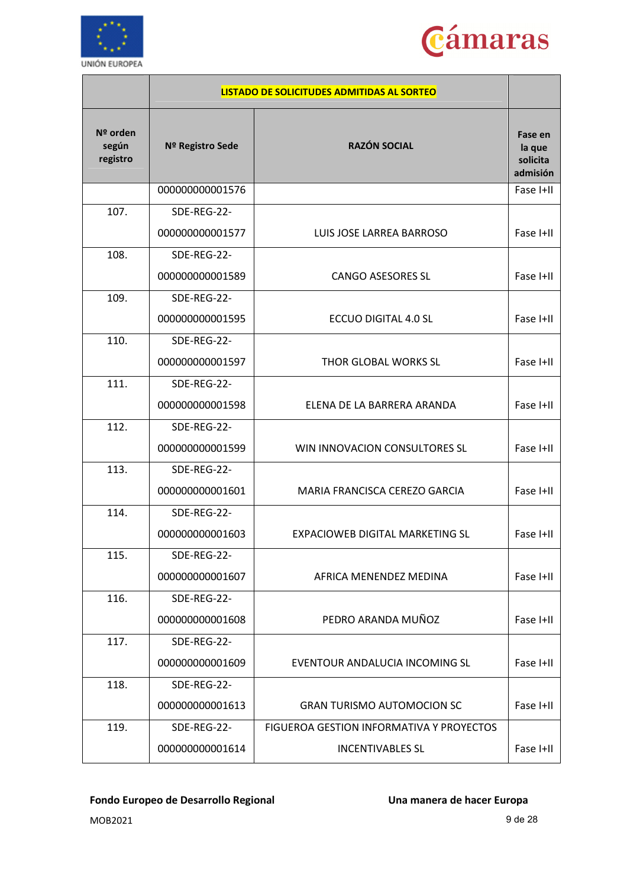| | LISTADO DE SOLICITUDES ADMITIDAS AL SORTEO | | |
|---|---|---|---|
| Nº orden según registro | Nº Registro Sede | RAZÓN SOCIAL | Fase en la que solicita admisión |
| | 000000000001576 | | Fase I+II |
| 107. | SDE-REG-22-000000000001577 | LUIS JOSE LARREA BARROSO | Fase I+II |
| 108. | SDE-REG-22-000000000001589 | CANGO ASESORES SL | Fase I+II |
| 109. | SDE-REG-22-000000000001595 | ECCUO DIGITAL 4.0 SL | Fase I+II |
| 110. | SDE-REG-22-000000000001597 | THOR GLOBAL WORKS SL | Fase I+II |
| 111. | SDE-REG-22-000000000001598 | ELENA DE LA BARRERA ARANDA | Fase I+II |
| 112. | SDE-REG-22-000000000001599 | WIN INNOVACION CONSULTORES SL | Fase I+II |
| 113. | SDE-REG-22-000000000001601 | MARIA FRANCISCA CEREZO GARCIA | Fase I+II |
| 114. | SDE-REG-22-000000000001603 | EXPACIOWEB DIGITAL MARKETING SL | Fase I+II |
| 115. | SDE-REG-22-000000000001607 | AFRICA MENENDEZ MEDINA | Fase I+II |
| 116. | SDE-REG-22-000000000001608 | PEDRO ARANDA MUÑOZ | Fase I+II |
| 117. | SDE-REG-22-000000000001609 | EVENTOUR ANDALUCIA INCOMING SL | Fase I+II |
| 118. | SDE-REG-22-000000000001613 | GRAN TURISMO AUTOMOCION SC | Fase I+II |
| 119. | SDE-REG-22-000000000001614 | FIGUEROA GESTION INFORMATIVA Y PROYECTOS INCENTIVABLES SL | Fase I+II |

**Fondo Europeo de Desarrollo Regional** **Una manera de hacer Europa**

MOB2021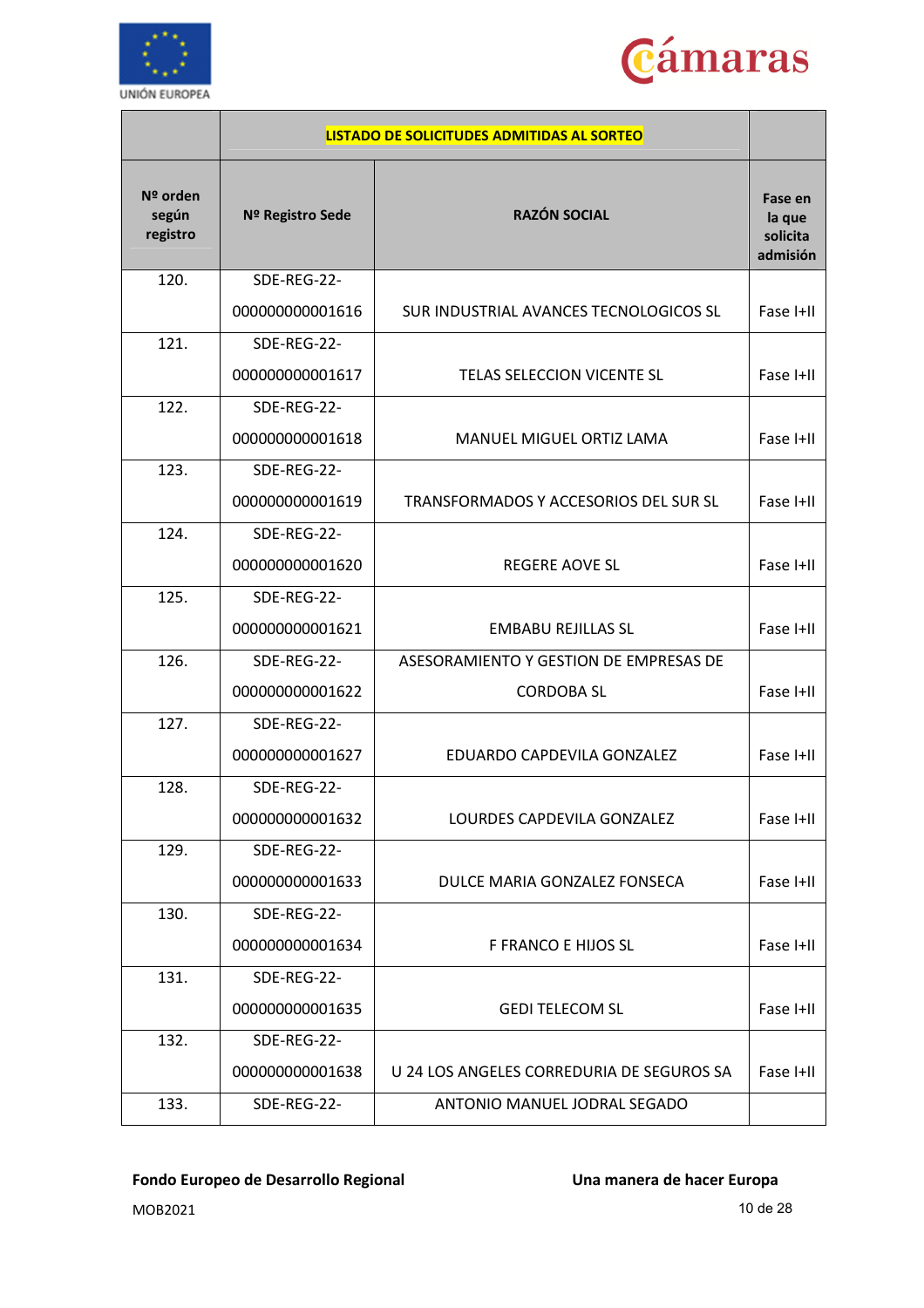| | LISTADO DE SOLICITUDES ADMITIDAS AL SORTEO | | |
|---|---|---|---|
| **Nº orden según registro** | **Nº Registro Sede** | **RAZÓN SOCIAL** | **Fase en la que solicita admisión** |
| 120. | SDE-REG-22-000000000001616 | SUR INDUSTRIAL AVANCES TECNOLOGICOS SL | Fase I+II |
| 121. | SDE-REG-22-000000000001617 | TELAS SELECCION VICENTE SL | Fase I+II |
| 122. | SDE-REG-22-000000000001618 | MANUEL MIGUEL ORTIZ LAMA | Fase I+II |
| 123. | SDE-REG-22-000000000001619 | TRANSFORMADOS Y ACCESORIOS DEL SUR SL | Fase I+II |
| 124. | SDE-REG-22-000000000001620 | REGERE AOVE SL | Fase I+II |
| 125. | SDE-REG-22-000000000001621 | EMBABU REJILLAS SL | Fase I+II |
| 126. | SDE-REG-22-000000000001622 | ASESORAMIENTO Y GESTION DE EMPRESAS DE CORDOBA SL | Fase I+II |
| 127. | SDE-REG-22-000000000001627 | EDUARDO CAPDEVILA GONZALEZ | Fase I+II |
| 128. | SDE-REG-22-000000000001632 | LOURDES CAPDEVILA GONZALEZ | Fase I+II |
| 129. | SDE-REG-22-000000000001633 | DULCE MARIA GONZALEZ FONSECA | Fase I+II |
| 130. | SDE-REG-22-000000000001634 | F FRANCO E HIJOS SL | Fase I+II |
| 131. | SDE-REG-22-000000000001635 | GEDI TELECOM SL | Fase I+II |
| 132. | SDE-REG-22-000000000001638 | U 24 LOS ANGELES CORREDURIA DE SEGUROS SA | Fase I+II |
| 133. | SDE-REG-22- | ANTONIO MANUEL JODRAL SEGADO | |

**Fondo Europeo de Desarrollo Regional** **Una manera de hacer Europa**

MOB2021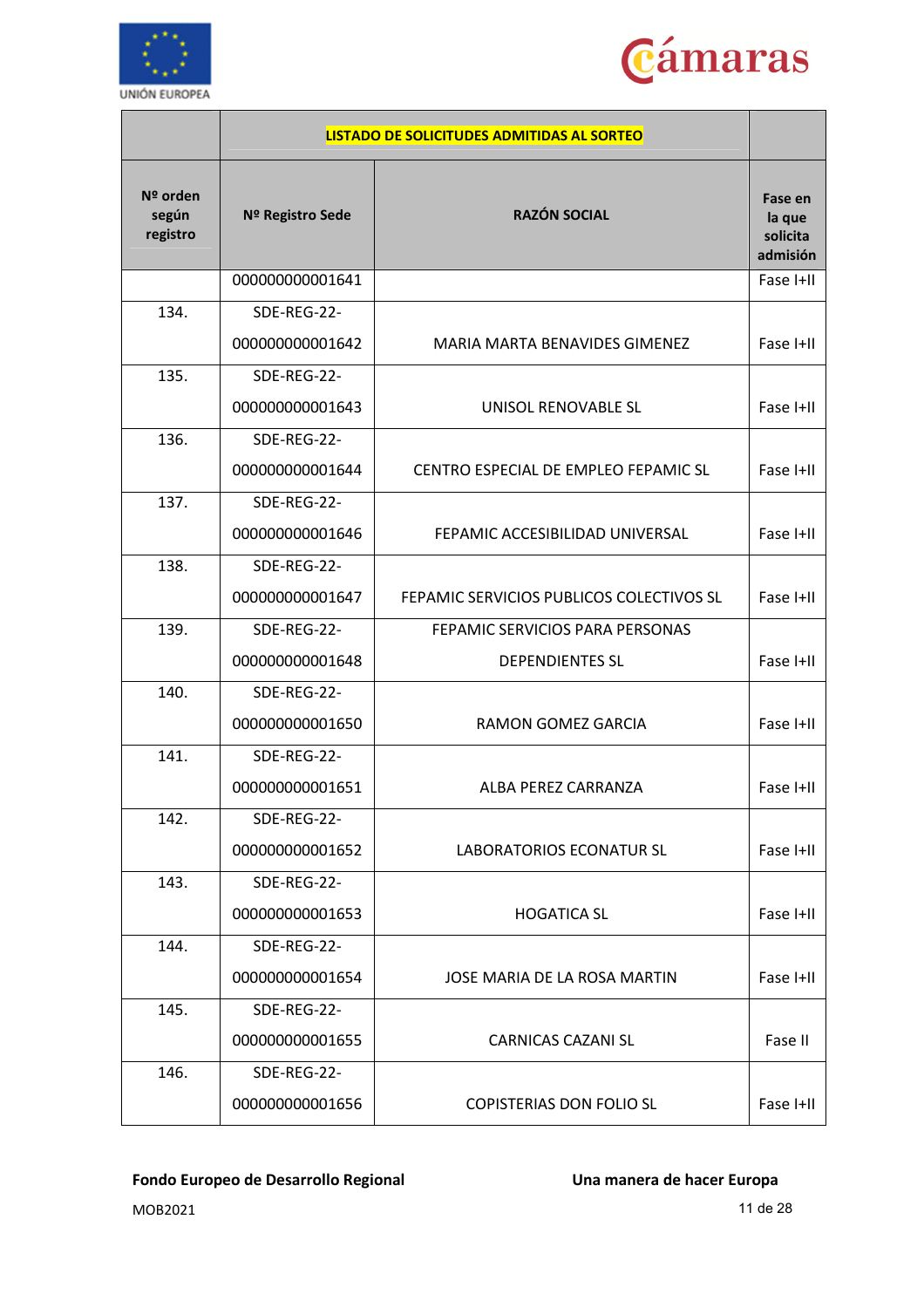| | LISTADO DE SOLICITUDES ADMITIDAS AL SORTEO | | |
|---|---|---|---|
| Nº orden según registro | Nº Registro Sede | RAZÓN SOCIAL | Fase en la que solicita admisión |
| | 000000000001641 | | Fase I+II |
| 134. | SDE-REG-22-000000000001642 | MARIA MARTA BENAVIDES GIMENEZ | Fase I+II |
| 135. | SDE-REG-22-000000000001643 | UNISOL RENOVABLE SL | Fase I+II |
| 136. | SDE-REG-22-000000000001644 | CENTRO ESPECIAL DE EMPLEO FEPAMIC SL | Fase I+II |
| 137. | SDE-REG-22-000000000001646 | FEPAMIC ACCESIBILIDAD UNIVERSAL | Fase I+II |
| 138. | SDE-REG-22-000000000001647 | FEPAMIC SERVICIOS PUBLICOS COLECTIVOS SL | Fase I+II |
| 139. | SDE-REG-22-000000000001648 | FEPAMIC SERVICIOS PARA PERSONAS DEPENDIENTES SL | Fase I+II |
| 140. | SDE-REG-22-000000000001650 | RAMON GOMEZ GARCIA | Fase I+II |
| 141. | SDE-REG-22-000000000001651 | ALBA PEREZ CARRANZA | Fase I+II |
| 142. | SDE-REG-22-000000000001652 | LABORATORIOS ECONATUR SL | Fase I+II |
| 143. | SDE-REG-22-000000000001653 | HOGATICA SL | Fase I+II |
| 144. | SDE-REG-22-000000000001654 | JOSE MARIA DE LA ROSA MARTIN | Fase I+II |
| 145. | SDE-REG-22-000000000001655 | CARNICAS CAZANI SL | Fase II |
| 146. | SDE-REG-22-000000000001656 | COPISTERIAS DON FOLIO SL | Fase I+II |

**Fondo Europeo de Desarrollo Regional** **Una manera de hacer Europa**

MOB2021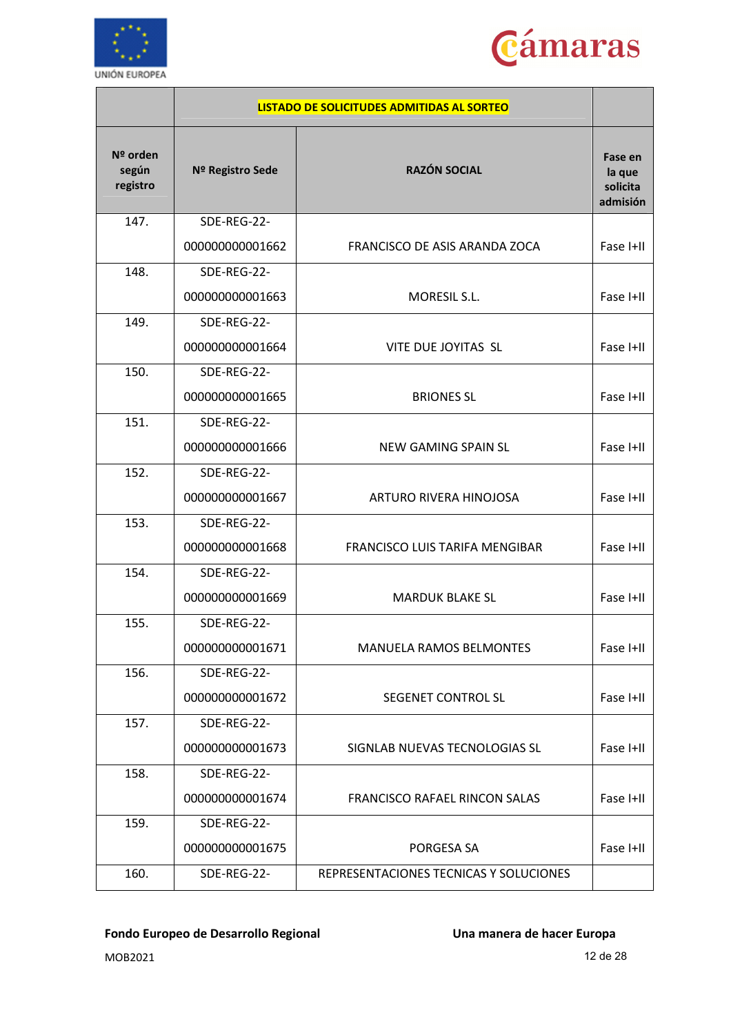| | LISTADO DE SOLICITUDES ADMITIDAS AL SORTEO | | |
|---|---|---|---|
| **Nº orden según registro** | **Nº Registro Sede** | **RAZÓN SOCIAL** | **Fase en la que solicita admisión** |
| 147. | SDE-REG-22-000000000001662 | FRANCISCO DE ASIS ARANDA ZOCA | Fase I+II |
| 148. | SDE-REG-22-000000000001663 | MORESIL S.L. | Fase I+II |
| 149. | SDE-REG-22-000000000001664 | VITE DUE JOYITAS SL | Fase I+II |
| 150. | SDE-REG-22-000000000001665 | BRIONES SL | Fase I+II |
| 151. | SDE-REG-22-000000000001666 | NEW GAMING SPAIN SL | Fase I+II |
| 152. | SDE-REG-22-000000000001667 | ARTURO RIVERA HINOJOSA | Fase I+II |
| 153. | SDE-REG-22-000000000001668 | FRANCISCO LUIS TARIFA MENGIBAR | Fase I+II |
| 154. | SDE-REG-22-000000000001669 | MARDUK BLAKE SL | Fase I+II |
| 155. | SDE-REG-22-000000000001671 | MANUELA RAMOS BELMONTES | Fase I+II |
| 156. | SDE-REG-22-000000000001672 | SEGENET CONTROL SL | Fase I+II |
| 157. | SDE-REG-22-000000000001673 | SIGNLAB NUEVAS TECNOLOGIAS SL | Fase I+II |
| 158. | SDE-REG-22-000000000001674 | FRANCISCO RAFAEL RINCON SALAS | Fase I+II |
| 159. | SDE-REG-22-000000000001675 | PORGESA SA | Fase I+II |
| 160. | SDE-REG-22- | REPRESENTACIONES TECNICAS Y SOLUCIONES | |

**Fondo Europeo de Desarrollo Regional** **Una manera de hacer Europa**

MOB2021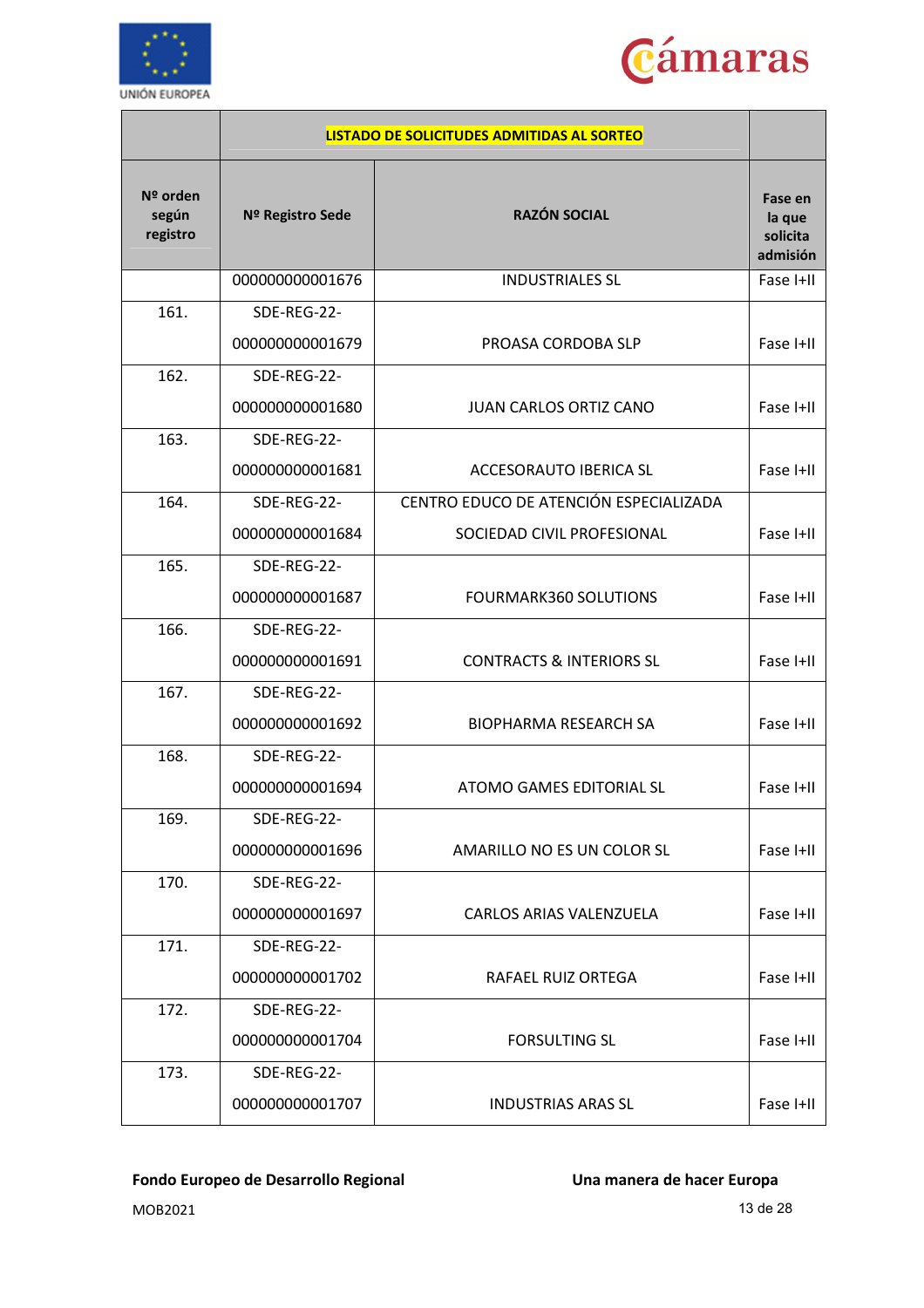| | LISTADO DE SOLICITUDES ADMITIDAS AL SORTEO | | |
|---|---|---|---|
| Nº orden según registro | Nº Registro Sede | RAZÓN SOCIAL | Fase en la que solicita admisión |
| | 000000000001676 | INDUSTRIALES SL | Fase I+II |
| 161. | SDE-REG-22-000000000001679 | PROASA CORDOBA SLP | Fase I+II |
| 162. | SDE-REG-22-000000000001680 | JUAN CARLOS ORTIZ CANO | Fase I+II |
| 163. | SDE-REG-22-000000000001681 | ACCESORAUTO IBERICA SL | Fase I+II |
| 164. | SDE-REG-22-000000000001684 | CENTRO EDUCO DE ATENCIÓN ESPECIALIZADA SOCIEDAD CIVIL PROFESIONAL | Fase I+II |
| 165. | SDE-REG-22-000000000001687 | FOURMARK360 SOLUTIONS | Fase I+II |
| 166. | SDE-REG-22-000000000001691 | CONTRACTS & INTERIORS SL | Fase I+II |
| 167. | SDE-REG-22-000000000001692 | BIOPHARMA RESEARCH SA | Fase I+II |
| 168. | SDE-REG-22-000000000001694 | ATOMO GAMES EDITORIAL SL | Fase I+II |
| 169. | SDE-REG-22-000000000001696 | AMARILLO NO ES UN COLOR SL | Fase I+II |
| 170. | SDE-REG-22-000000000001697 | CARLOS ARIAS VALENZUELA | Fase I+II |
| 171. | SDE-REG-22-000000000001702 | RAFAEL RUIZ ORTEGA | Fase I+II |
| 172. | SDE-REG-22-000000000001704 | FORSULTING SL | Fase I+II |
| 173. | SDE-REG-22-000000000001707 | INDUSTRIAS ARAS SL | Fase I+II |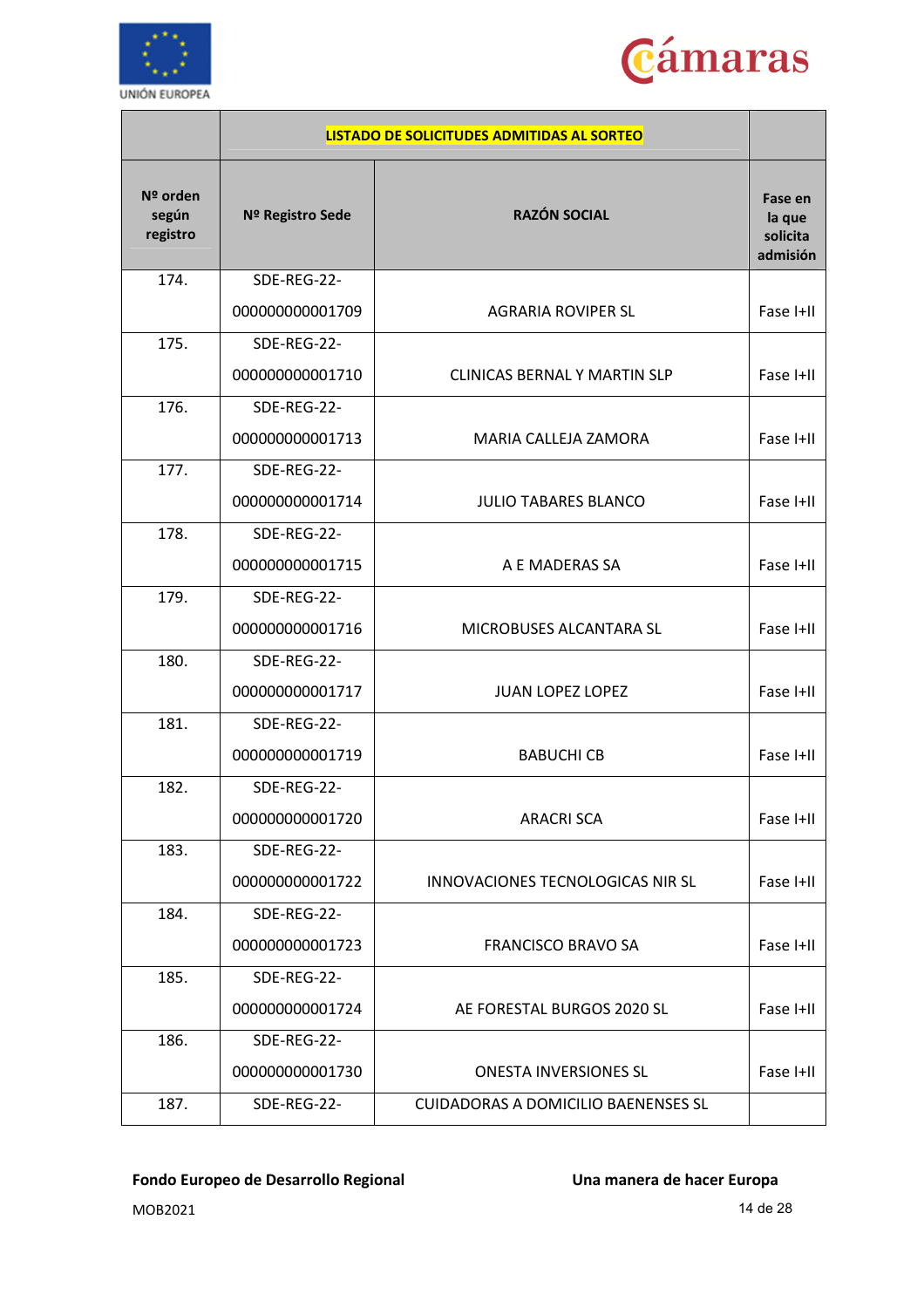| | LISTADO DE SOLICITUDES ADMITIDAS AL SORTEO | | |
|---|---|---|---|
| Nº orden según registro | Nº Registro Sede | RAZÓN SOCIAL | Fase en la que solicita admisión |
| 174. | SDE-REG-22-000000000001709 | AGRARIA ROVIPER SL | Fase I+II |
| 175. | SDE-REG-22-000000000001710 | CLINICAS BERNAL Y MARTIN SLP | Fase I+II |
| 176. | SDE-REG-22-000000000001713 | MARIA CALLEJA ZAMORA | Fase I+II |
| 177. | SDE-REG-22-000000000001714 | JULIO TABARES BLANCO | Fase I+II |
| 178. | SDE-REG-22-000000000001715 | A E MADERAS SA | Fase I+II |
| 179. | SDE-REG-22-000000000001716 | MICROBUSES ALCANTARA SL | Fase I+II |
| 180. | SDE-REG-22-000000000001717 | JUAN LOPEZ LOPEZ | Fase I+II |
| 181. | SDE-REG-22-000000000001719 | BABUCHI CB | Fase I+II |
| 182. | SDE-REG-22-000000000001720 | ARACRI SCA | Fase I+II |
| 183. | SDE-REG-22-000000000001722 | INNOVACIONES TECNOLOGICAS NIR SL | Fase I+II |
| 184. | SDE-REG-22-000000000001723 | FRANCISCO BRAVO SA | Fase I+II |
| 185. | SDE-REG-22-000000000001724 | AE FORESTAL BURGOS 2020 SL | Fase I+II |
| 186. | SDE-REG-22-000000000001730 | ONESTA INVERSIONES SL | Fase I+II |
| 187. | SDE-REG-22- | CUIDADORAS A DOMICILIO BAENENSES SL | |

**Fondo Europeo de Desarrollo Regional** **Una manera de hacer Europa**

MOB2021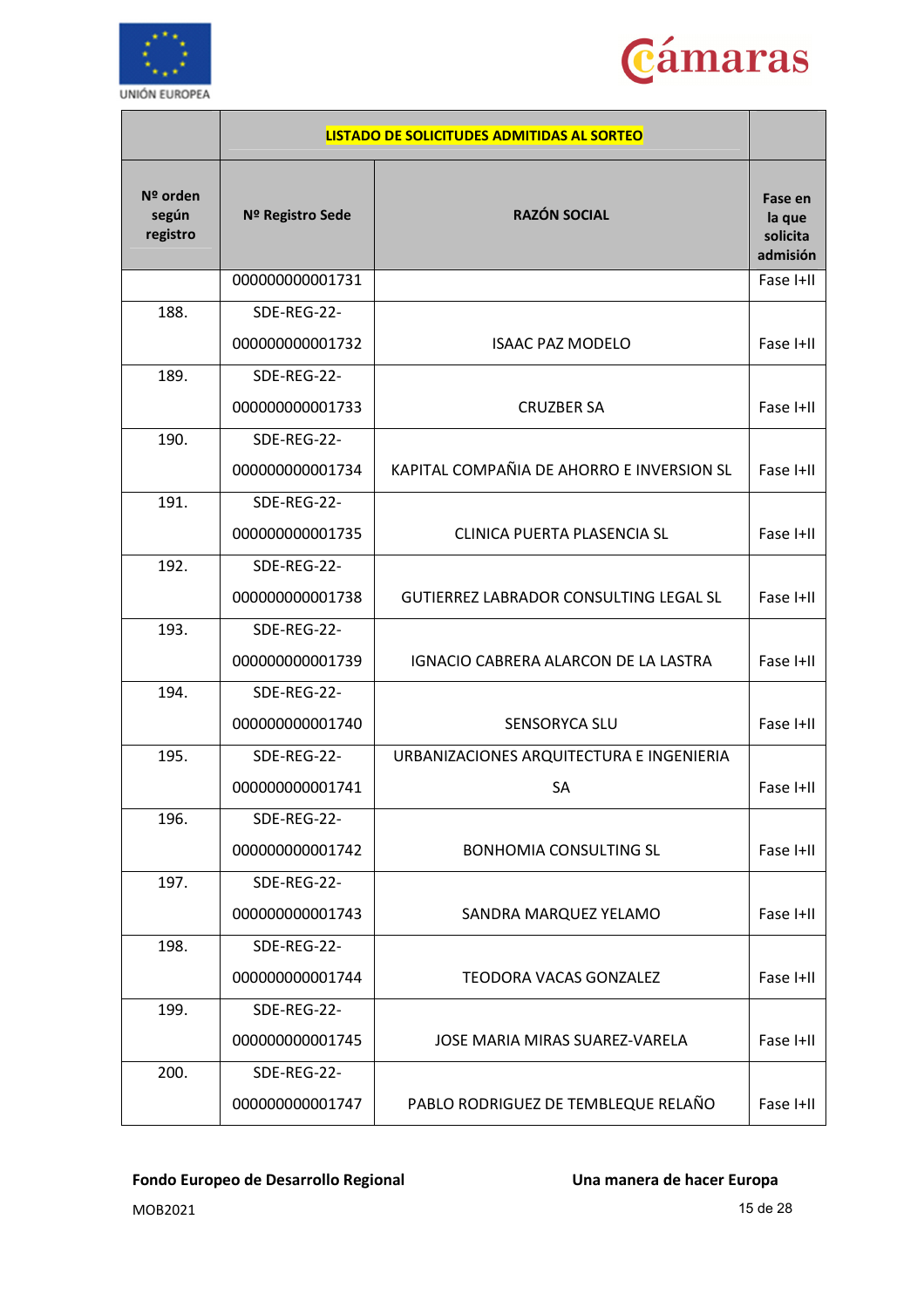| | LISTADO DE SOLICITUDES ADMITIDAS AL SORTEO | | |
|---|---|---|---|
| **Nº orden según registro** | **Nº Registro Sede** | **RAZÓN SOCIAL** | **Fase en la que solicita admisión** |
| | 000000000001731 | | Fase I+II |
| 188. | SDE-REG-22-000000000001732 | ISAAC PAZ MODELO | Fase I+II |
| 189. | SDE-REG-22-000000000001733 | CRUZBER SA | Fase I+II |
| 190. | SDE-REG-22-000000000001734 | KAPITAL COMPAÑIA DE AHORRO E INVERSION SL | Fase I+II |
| 191. | SDE-REG-22-000000000001735 | CLINICA PUERTA PLASENCIA SL | Fase I+II |
| 192. | SDE-REG-22-000000000001738 | GUTIERREZ LABRADOR CONSULTING LEGAL SL | Fase I+II |
| 193. | SDE-REG-22-000000000001739 | IGNACIO CABRERA ALARCON DE LA LASTRA | Fase I+II |
| 194. | SDE-REG-22-000000000001740 | SENSORYCA SLU | Fase I+II |
| 195. | SDE-REG-22-000000000001741 | URBANIZACIONES ARQUITECTURA E INGENIERIA SA | Fase I+II |
| 196. | SDE-REG-22-000000000001742 | BONHOMIA CONSULTING SL | Fase I+II |
| 197. | SDE-REG-22-000000000001743 | SANDRA MARQUEZ YELAMO | Fase I+II |
| 198. | SDE-REG-22-000000000001744 | TEODORA VACAS GONZALEZ | Fase I+II |
| 199. | SDE-REG-22-000000000001745 | JOSE MARIA MIRAS SUAREZ-VARELA | Fase I+II |
| 200. | SDE-REG-22-000000000001747 | PABLO RODRIGUEZ DE TEMBLEQUE RELAÑO | Fase I+II |

**Fondo Europeo de Desarrollo Regional** **Una manera de hacer Europa**

MOB2021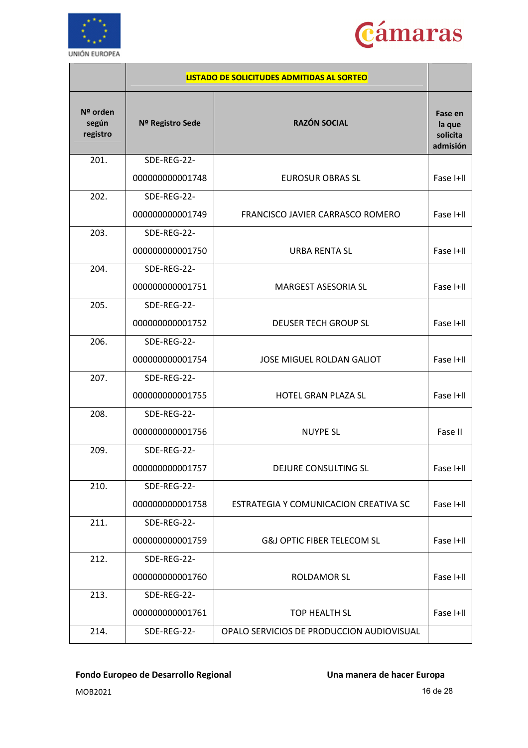| | LISTADO DE SOLICITUDES ADMITIDAS AL SORTEO | | |
|---|---|---|---|
| **Nº orden según registro** | **Nº Registro Sede** | **RAZÓN SOCIAL** | **Fase en la que solicita admisión** |
| 201. | SDE-REG-22-000000000001748 | EUROSUR OBRAS SL | Fase I+II |
| 202. | SDE-REG-22-000000000001749 | FRANCISCO JAVIER CARRASCO ROMERO | Fase I+II |
| 203. | SDE-REG-22-000000000001750 | URBA RENTA SL | Fase I+II |
| 204. | SDE-REG-22-000000000001751 | MARGEST ASESORIA SL | Fase I+II |
| 205. | SDE-REG-22-000000000001752 | DEUSER TECH GROUP SL | Fase I+II |
| 206. | SDE-REG-22-000000000001754 | JOSE MIGUEL ROLDAN GALIOT | Fase I+II |
| 207. | SDE-REG-22-000000000001755 | HOTEL GRAN PLAZA SL | Fase I+II |
| 208. | SDE-REG-22-000000000001756 | NUYPE SL | Fase II |
| 209. | SDE-REG-22-000000000001757 | DEJURE CONSULTING SL | Fase I+II |
| 210. | SDE-REG-22-000000000001758 | ESTRATEGIA Y COMUNICACION CREATIVA SC | Fase I+II |
| 211. | SDE-REG-22-000000000001759 | G&J OPTIC FIBER TELECOM SL | Fase I+II |
| 212. | SDE-REG-22-000000000001760 | ROLDAMOR SL | Fase I+II |
| 213. | SDE-REG-22-000000000001761 | TOP HEALTH SL | Fase I+II |
| 214. | SDE-REG-22- | OPALO SERVICIOS DE PRODUCCION AUDIOVISUAL | |

**Fondo Europeo de Desarrollo Regional** **Una manera de hacer Europa**

MOB2021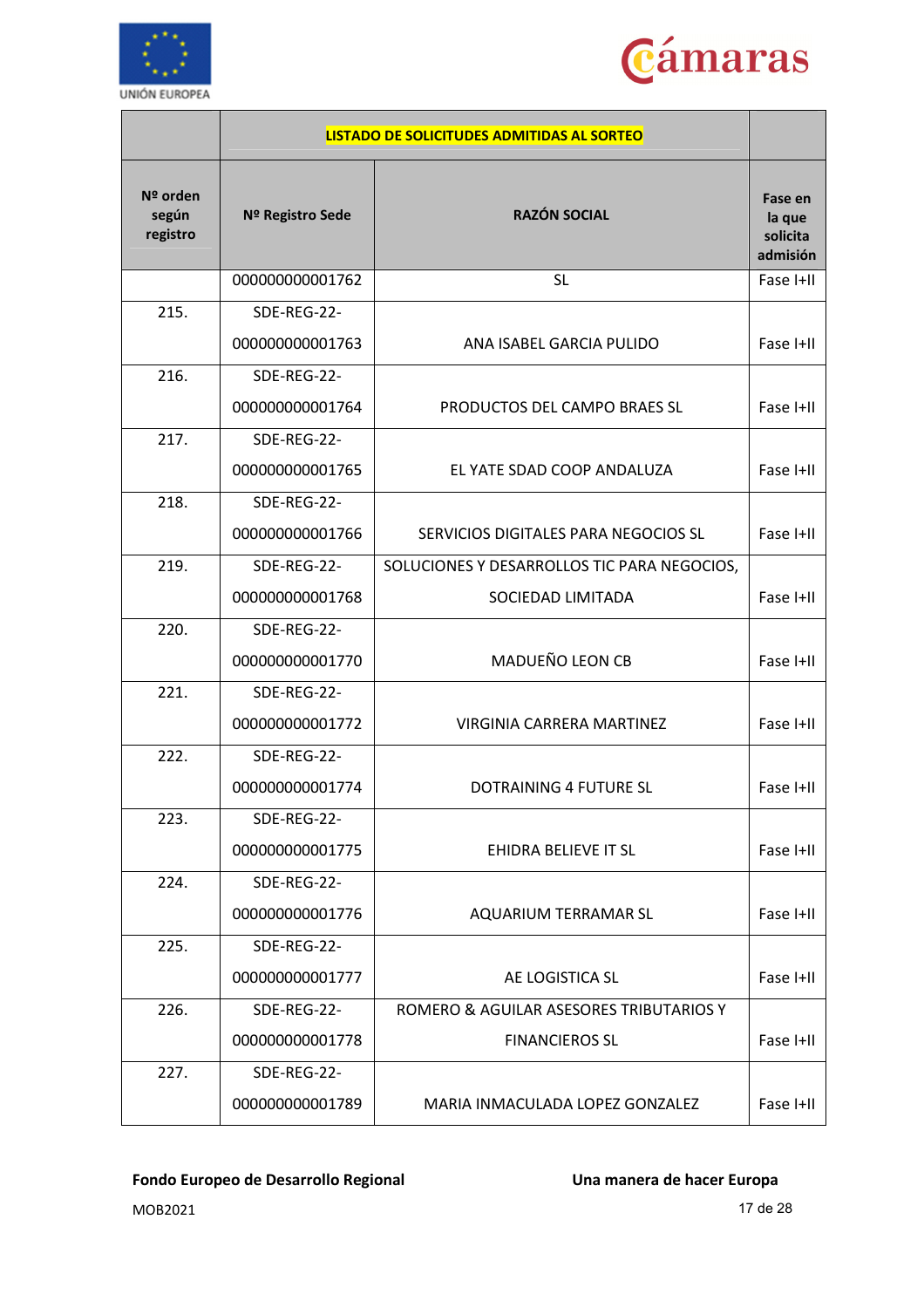| | LISTADO DE SOLICITUDES ADMITIDAS AL SORTEO | | |
|---|---|---|---|
| **Nº orden según registro** | **Nº Registro Sede** | **RAZÓN SOCIAL** | **Fase en la que solicita admisión** |
| | 000000000001762 | SL | Fase I+II |
| 215. | SDE-REG-22-000000000001763 | ANA ISABEL GARCIA PULIDO | Fase I+II |
| 216. | SDE-REG-22-000000000001764 | PRODUCTOS DEL CAMPO BRAES SL | Fase I+II |
| 217. | SDE-REG-22-000000000001765 | EL YATE SDAD COOP ANDALUZA | Fase I+II |
| 218. | SDE-REG-22-000000000001766 | SERVICIOS DIGITALES PARA NEGOCIOS SL | Fase I+II |
| 219. | SDE-REG-22-000000000001768 | SOLUCIONES Y DESARROLLOS TIC PARA NEGOCIOS, SOCIEDAD LIMITADA | Fase I+II |
| 220. | SDE-REG-22-000000000001770 | MADUEÑO LEON CB | Fase I+II |
| 221. | SDE-REG-22-000000000001772 | VIRGINIA CARRERA MARTINEZ | Fase I+II |
| 222. | SDE-REG-22-000000000001774 | DOTRAINING 4 FUTURE SL | Fase I+II |
| 223. | SDE-REG-22-000000000001775 | EHIDRA BELIEVE IT SL | Fase I+II |
| 224. | SDE-REG-22-000000000001776 | AQUARIUM TERRAMAR SL | Fase I+II |
| 225. | SDE-REG-22-000000000001777 | AE LOGISTICA SL | Fase I+II |
| 226. | SDE-REG-22-000000000001778 | ROMERO & AGUILAR ASESORES TRIBUTARIOS Y FINANCIEROS SL | Fase I+II |
| 227. | SDE-REG-22-000000000001789 | MARIA INMACULADA LOPEZ GONZALEZ | Fase I+II |

**Fondo Europeo de Desarrollo Regional** **Una manera de hacer Europa**

MOB2021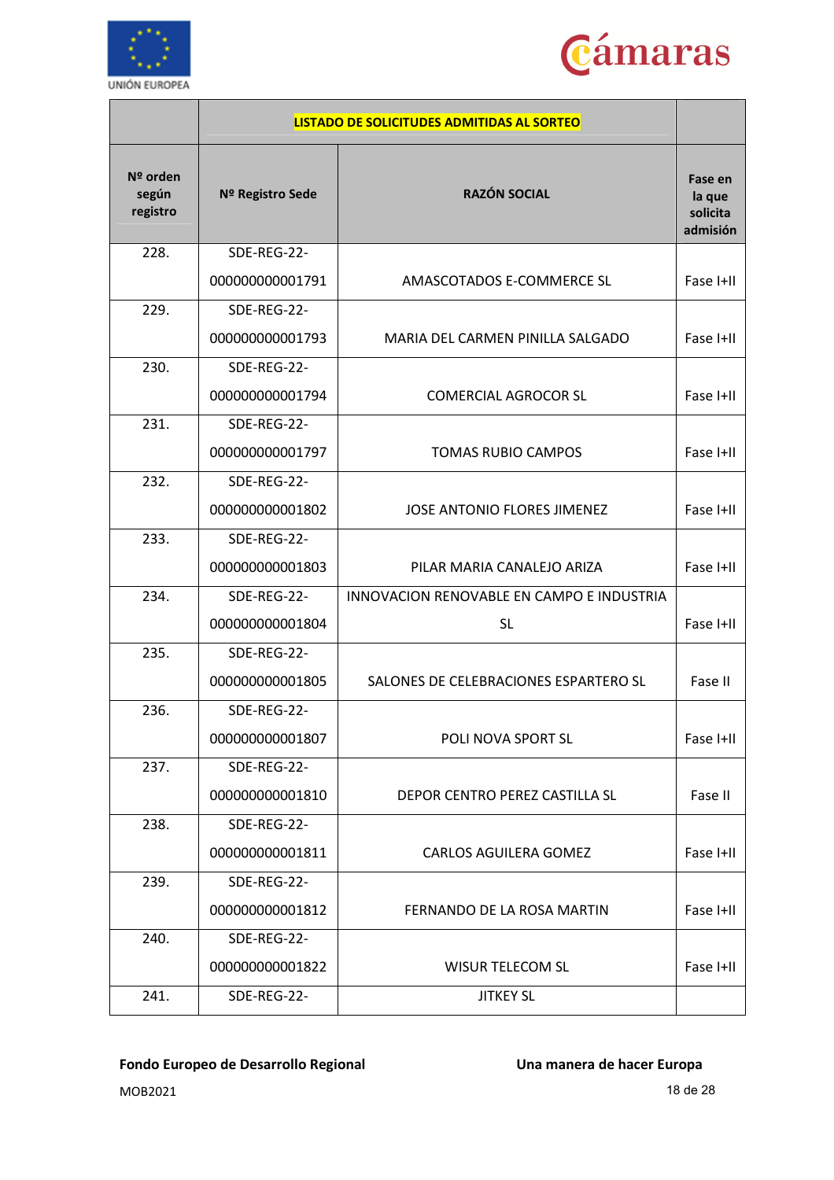| | LISTADO DE SOLICITUDES ADMITIDAS AL SORTEO | | |
|---|---|---|---|
| **Nº orden según registro** | **Nº Registro Sede** | **RAZÓN SOCIAL** | **Fase en la que solicita admisión** |
| 228. | SDE-REG-22-000000000001791 | AMASCOTADOS E-COMMERCE SL | Fase I+II |
| 229. | SDE-REG-22-000000000001793 | MARIA DEL CARMEN PINILLA SALGADO | Fase I+II |
| 230. | SDE-REG-22-000000000001794 | COMERCIAL AGROCOR SL | Fase I+II |
| 231. | SDE-REG-22-000000000001797 | TOMAS RUBIO CAMPOS | Fase I+II |
| 232. | SDE-REG-22-000000000001802 | JOSE ANTONIO FLORES JIMENEZ | Fase I+II |
| 233. | SDE-REG-22-000000000001803 | PILAR MARIA CANALEJO ARIZA | Fase I+II |
| 234. | SDE-REG-22-000000000001804 | INNOVACION RENOVABLE EN CAMPO E INDUSTRIA SL | Fase I+II |
| 235. | SDE-REG-22-000000000001805 | SALONES DE CELEBRACIONES ESPARTERO SL | Fase II |
| 236. | SDE-REG-22-000000000001807 | POLI NOVA SPORT SL | Fase I+II |
| 237. | SDE-REG-22-000000000001810 | DEPOR CENTRO PEREZ CASTILLA SL | Fase II |
| 238. | SDE-REG-22-000000000001811 | CARLOS AGUILERA GOMEZ | Fase I+II |
| 239. | SDE-REG-22-000000000001812 | FERNANDO DE LA ROSA MARTIN | Fase I+II |
| 240. | SDE-REG-22-000000000001822 | WISUR TELECOM SL | Fase I+II |
| 241. | SDE-REG-22- | JITKEY SL | |

**Fondo Europeo de Desarrollo Regional** **Una manera de hacer Europa**

MOB2021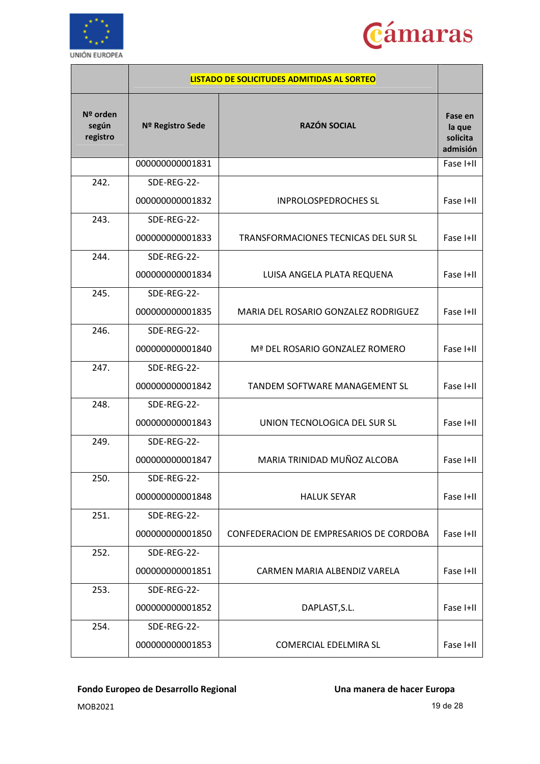| | LISTADO DE SOLICITUDES ADMITIDAS AL SORTEO | | |
|---|---|---|---|
| Nº orden según registro | Nº Registro Sede | RAZÓN SOCIAL | Fase en la que solicita admisión |
| | 000000000001831 | | Fase I+II |
| 242. | SDE-REG-22-000000000001832 | INPROLOSPEDROCHES SL | Fase I+II |
| 243. | SDE-REG-22-000000000001833 | TRANSFORMACIONES TECNICAS DEL SUR SL | Fase I+II |
| 244. | SDE-REG-22-000000000001834 | LUISA ANGELA PLATA REQUENA | Fase I+II |
| 245. | SDE-REG-22-000000000001835 | MARIA DEL ROSARIO GONZALEZ RODRIGUEZ | Fase I+II |
| 246. | SDE-REG-22-000000000001840 | Mª DEL ROSARIO GONZALEZ ROMERO | Fase I+II |
| 247. | SDE-REG-22-000000000001842 | TANDEM SOFTWARE MANAGEMENT SL | Fase I+II |
| 248. | SDE-REG-22-000000000001843 | UNION TECNOLOGICA DEL SUR SL | Fase I+II |
| 249. | SDE-REG-22-000000000001847 | MARIA TRINIDAD MUÑOZ ALCOBA | Fase I+II |
| 250. | SDE-REG-22-000000000001848 | HALUK SEYAR | Fase I+II |
| 251. | SDE-REG-22-000000000001850 | CONFEDERACION DE EMPRESARIOS DE CORDOBA | Fase I+II |
| 252. | SDE-REG-22-000000000001851 | CARMEN MARIA ALBENDIZ VARELA | Fase I+II |
| 253. | SDE-REG-22-000000000001852 | DAPLAST,S.L. | Fase I+II |
| 254. | SDE-REG-22-000000000001853 | COMERCIAL EDELMIRA SL | Fase I+II |

**Fondo Europeo de Desarrollo Regional** **Una manera de hacer Europa**

MOB2021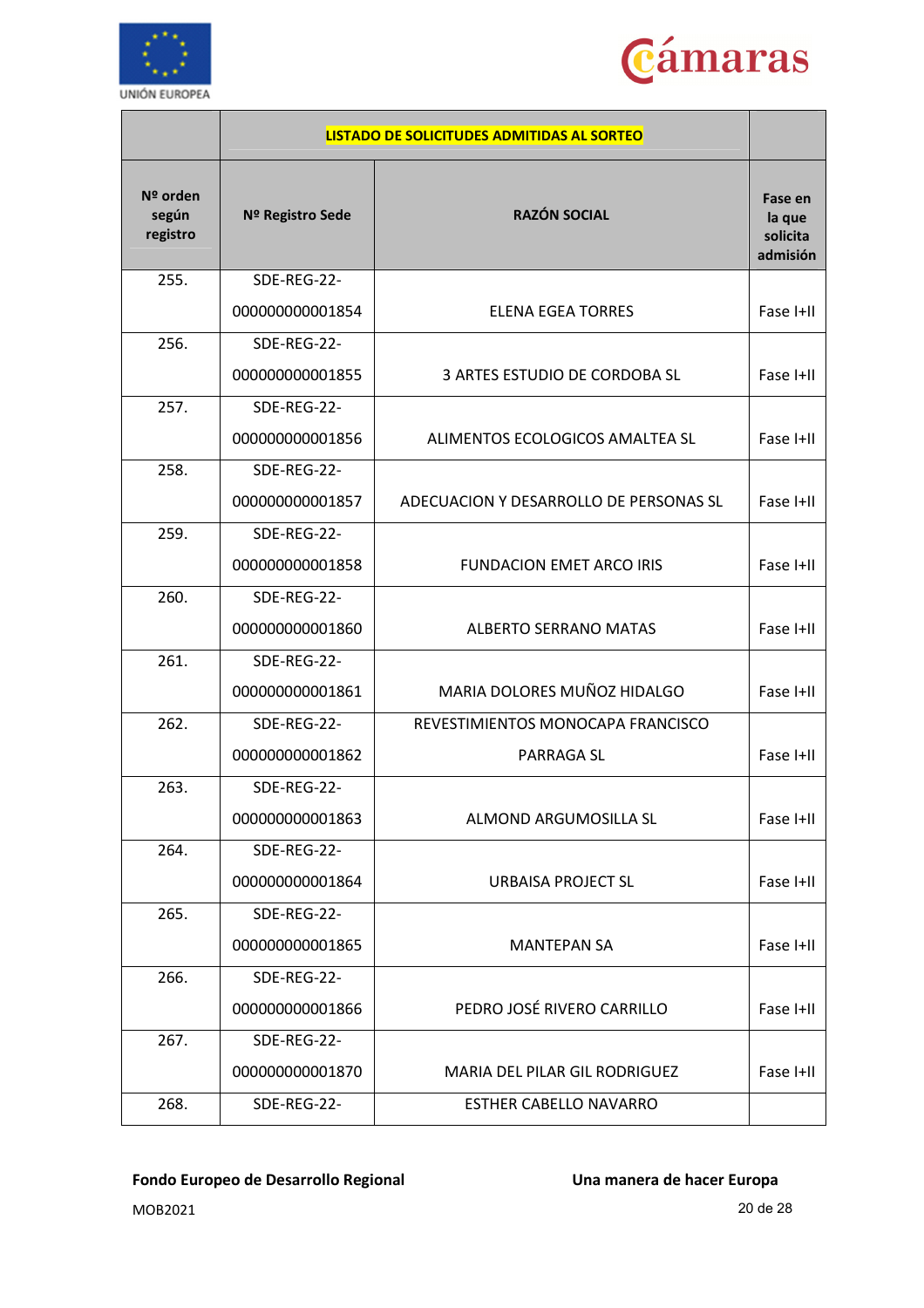| | LISTADO DE SOLICITUDES ADMITIDAS AL SORTEO | | |
|---|---|---|---|
| Nº orden según registro | Nº Registro Sede | RAZÓN SOCIAL | Fase en la que solicita admisión |
| 255. | SDE-REG-22-000000000001854 | ELENA EGEA TORRES | Fase I+II |
| 256. | SDE-REG-22-000000000001855 | 3 ARTES ESTUDIO DE CORDOBA SL | Fase I+II |
| 257. | SDE-REG-22-000000000001856 | ALIMENTOS ECOLOGICOS AMALTEA SL | Fase I+II |
| 258. | SDE-REG-22-000000000001857 | ADECUACION Y DESARROLLO DE PERSONAS SL | Fase I+II |
| 259. | SDE-REG-22-000000000001858 | FUNDACION EMET ARCO IRIS | Fase I+II |
| 260. | SDE-REG-22-000000000001860 | ALBERTO SERRANO MATAS | Fase I+II |
| 261. | SDE-REG-22-000000000001861 | MARIA DOLORES MUÑOZ HIDALGO | Fase I+II |
| 262. | SDE-REG-22-000000000001862 | REVESTIMIENTOS MONOCAPA FRANCISCO PARRAGA SL | Fase I+II |
| 263. | SDE-REG-22-000000000001863 | ALMOND ARGUMOSILLA SL | Fase I+II |
| 264. | SDE-REG-22-000000000001864 | URBAISA PROJECT SL | Fase I+II |
| 265. | SDE-REG-22-000000000001865 | MANTEPAN SA | Fase I+II |
| 266. | SDE-REG-22-000000000001866 | PEDRO JOSÉ RIVERO CARRILLO | Fase I+II |
| 267. | SDE-REG-22-000000000001870 | MARIA DEL PILAR GIL RODRIGUEZ | Fase I+II |
| 268. | SDE-REG-22- | ESTHER CABELLO NAVARRO | |

**Fondo Europeo de Desarrollo Regional** **Una manera de hacer Europa**

MOB2021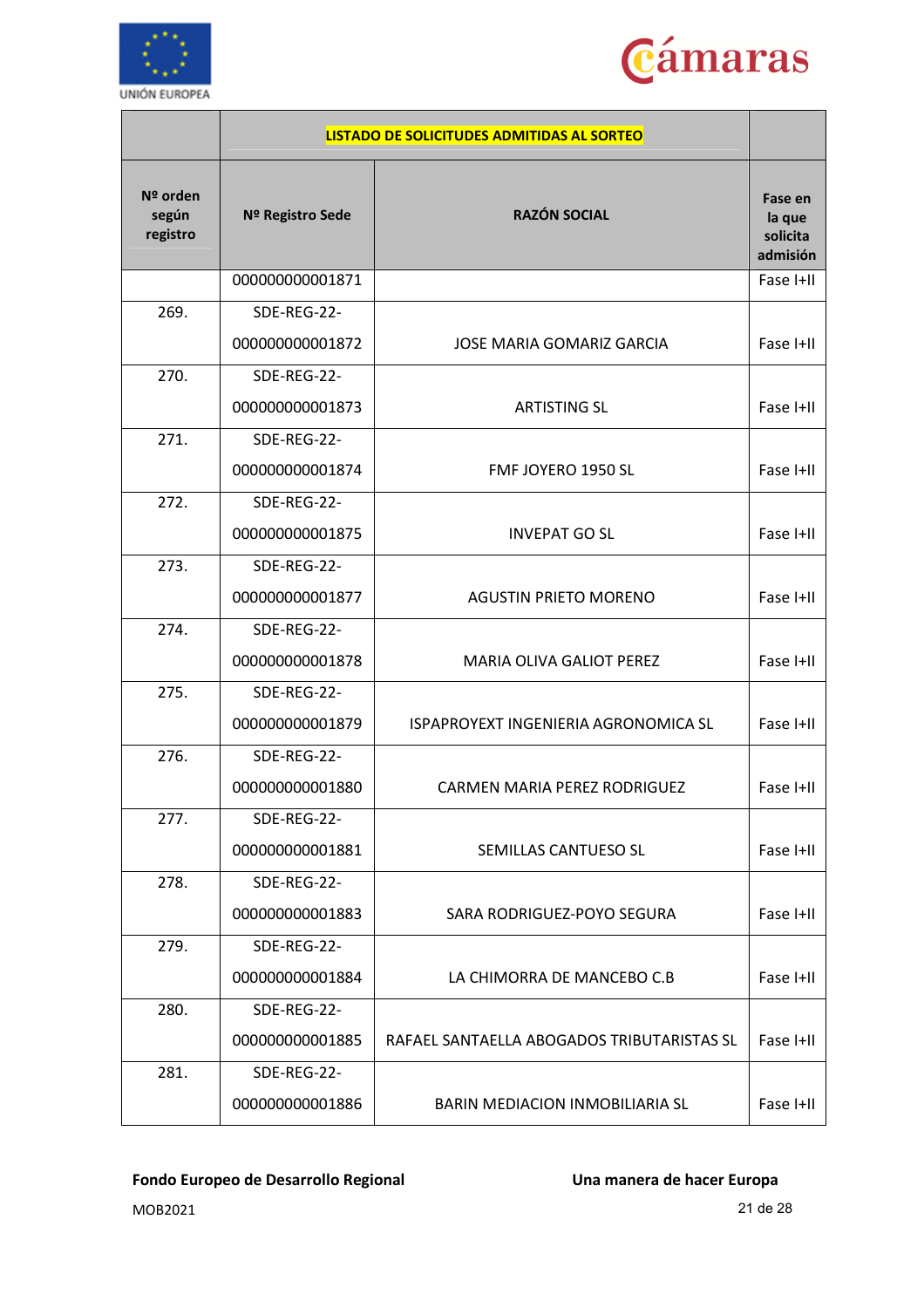| Nº orden según registro | LISTADO DE SOLICITUDES ADMITIDAS AL SORTEO | | Fase en la que solicita admisión |
|---|---|---|---|
| | Nº Registro Sede | RAZÓN SOCIAL | |
| | 000000000001871 | | Fase I+II |
| 269. | SDE-REG-22-000000000001872 | JOSE MARIA GOMARIZ GARCIA | Fase I+II |
| 270. | SDE-REG-22-000000000001873 | ARTISTING SL | Fase I+II |
| 271. | SDE-REG-22-000000000001874 | FMF JOYERO 1950 SL | Fase I+II |
| 272. | SDE-REG-22-000000000001875 | INVEPAT GO SL | Fase I+II |
| 273. | SDE-REG-22-000000000001877 | AGUSTIN PRIETO MORENO | Fase I+II |
| 274. | SDE-REG-22-000000000001878 | MARIA OLIVA GALIOT PEREZ | Fase I+II |
| 275. | SDE-REG-22-000000000001879 | ISPAPROYEXT INGENIERIA AGRONOMICA SL | Fase I+II |
| 276. | SDE-REG-22-000000000001880 | CARMEN MARIA PEREZ RODRIGUEZ | Fase I+II |
| 277. | SDE-REG-22-000000000001881 | SEMILLAS CANTUESO SL | Fase I+II |
| 278. | SDE-REG-22-000000000001883 | SARA RODRIGUEZ-POYO SEGURA | Fase I+II |
| 279. | SDE-REG-22-000000000001884 | LA CHIMORRA DE MANCEBO C.B | Fase I+II |
| 280. | SDE-REG-22-000000000001885 | RAFAEL SANTAELLA ABOGADOS TRIBUTARISTAS SL | Fase I+II |
| 281. | SDE-REG-22-000000000001886 | BARIN MEDIACION INMOBILIARIA SL | Fase I+II |

**Fondo Europeo de Desarrollo Regional** | **Una manera de hacer Europa**

MOB2021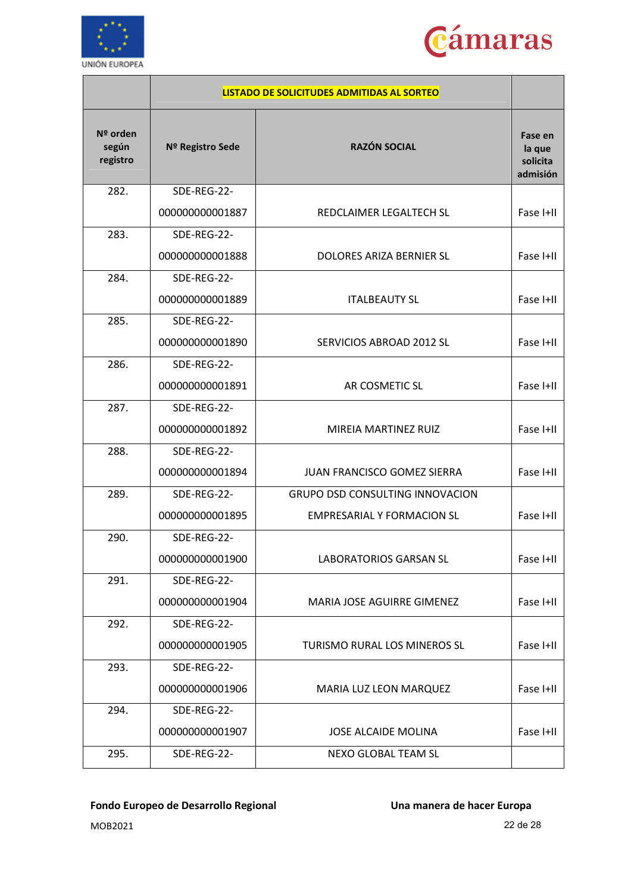| | LISTADO DE SOLICITUDES ADMITIDAS AL SORTEO | | |
|---|---|---|---|
| Nº orden según registro | Nº Registro Sede | RAZÓN SOCIAL | Fase en la que solicita admisión |
| 282. | SDE-REG-22-000000000001887 | REDCLAIMER LEGALTECH SL | Fase I+II |
| 283. | SDE-REG-22-000000000001888 | DOLORES ARIZA BERNIER SL | Fase I+II |
| 284. | SDE-REG-22-000000000001889 | ITALBEAUTY SL | Fase I+II |
| 285. | SDE-REG-22-000000000001890 | SERVICIOS ABROAD 2012 SL | Fase I+II |
| 286. | SDE-REG-22-000000000001891 | AR COSMETIC SL | Fase I+II |
| 287. | SDE-REG-22-000000000001892 | MIREIA MARTINEZ RUIZ | Fase I+II |
| 288. | SDE-REG-22-000000000001894 | JUAN FRANCISCO GOMEZ SIERRA | Fase I+II |
| 289. | SDE-REG-22-000000000001895 | GRUPO DSD CONSULTING INNOVACION EMPRESARIAL Y FORMACION SL | Fase I+II |
| 290. | SDE-REG-22-000000000001900 | LABORATORIOS GARSAN SL | Fase I+II |
| 291. | SDE-REG-22-000000000001904 | MARIA JOSE AGUIRRE GIMENEZ | Fase I+II |
| 292. | SDE-REG-22-000000000001905 | TURISMO RURAL LOS MINEROS SL | Fase I+II |
| 293. | SDE-REG-22-000000000001906 | MARIA LUZ LEON MARQUEZ | Fase I+II |
| 294. | SDE-REG-22-000000000001907 | JOSE ALCAIDE MOLINA | Fase I+II |
| 295. | SDE-REG-22- | NEXO GLOBAL TEAM SL | |

**Fondo Europeo de Desarrollo Regional** **Una manera de hacer Europa**

MOB2021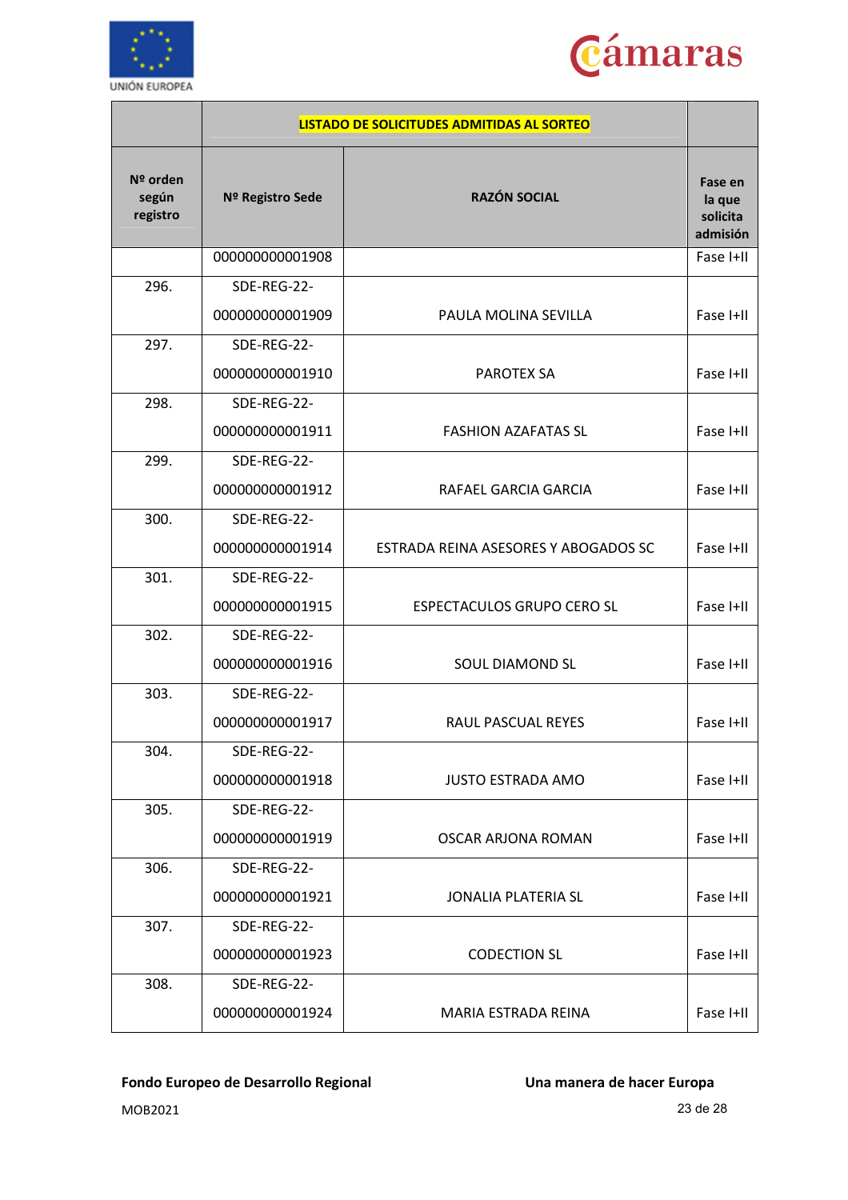| | LISTADO DE SOLICITUDES ADMITIDAS AL SORTEO | | |
|---|---|---|---|
| Nº orden según registro | Nº Registro Sede | RAZÓN SOCIAL | Fase en la que solicita admisión |
| | 000000000001908 | | Fase I+II |
| 296. | SDE-REG-22-000000000001909 | PAULA MOLINA SEVILLA | Fase I+II |
| 297. | SDE-REG-22-000000000001910 | PAROTEX SA | Fase I+II |
| 298. | SDE-REG-22-000000000001911 | FASHION AZAFATAS SL | Fase I+II |
| 299. | SDE-REG-22-000000000001912 | RAFAEL GARCIA GARCIA | Fase I+II |
| 300. | SDE-REG-22-000000000001914 | ESTRADA REINA ASESORES Y ABOGADOS SC | Fase I+II |
| 301. | SDE-REG-22-000000000001915 | ESPECTACULOS GRUPO CERO SL | Fase I+II |
| 302. | SDE-REG-22-000000000001916 | SOUL DIAMOND SL | Fase I+II |
| 303. | SDE-REG-22-000000000001917 | RAUL PASCUAL REYES | Fase I+II |
| 304. | SDE-REG-22-000000000001918 | JUSTO ESTRADA AMO | Fase I+II |
| 305. | SDE-REG-22-000000000001919 | OSCAR ARJONA ROMAN | Fase I+II |
| 306. | SDE-REG-22-000000000001921 | JONALIA PLATERIA SL | Fase I+II |
| 307. | SDE-REG-22-000000000001923 | CODECTION SL | Fase I+II |
| 308. | SDE-REG-22-000000000001924 | MARIA ESTRADA REINA | Fase I+II |

**Fondo Europeo de Desarrollo Regional** **Una manera de hacer Europa**

MOB2021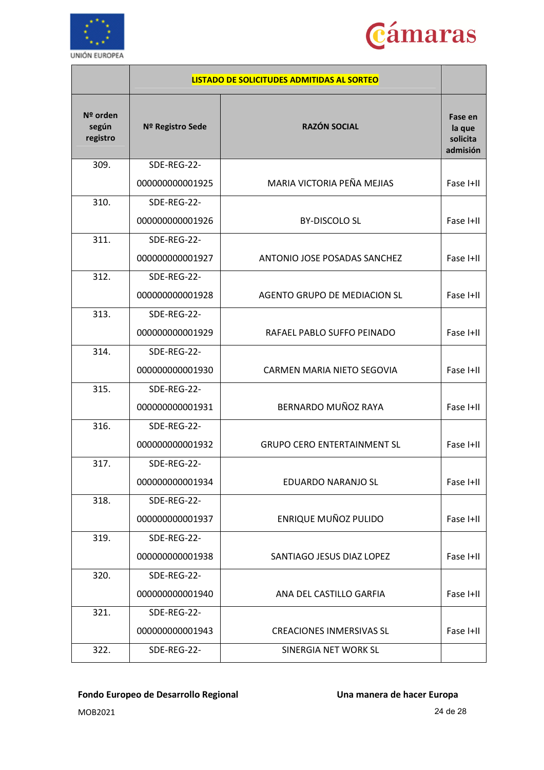| | LISTADO DE SOLICITUDES ADMITIDAS AL SORTEO | | |
|---|---|---|---|
| **Nº orden según registro** | **Nº Registro Sede** | **RAZÓN SOCIAL** | **Fase en la que solicita admisión** |
| 309. | SDE-REG-22-000000000001925 | MARIA VICTORIA PEÑA MEJIAS | Fase I+II |
| 310. | SDE-REG-22-000000000001926 | BY-DISCOLO SL | Fase I+II |
| 311. | SDE-REG-22-000000000001927 | ANTONIO JOSE POSADAS SANCHEZ | Fase I+II |
| 312. | SDE-REG-22-000000000001928 | AGENTO GRUPO DE MEDIACION SL | Fase I+II |
| 313. | SDE-REG-22-000000000001929 | RAFAEL PABLO SUFFO PEINADO | Fase I+II |
| 314. | SDE-REG-22-000000000001930 | CARMEN MARIA NIETO SEGOVIA | Fase I+II |
| 315. | SDE-REG-22-000000000001931 | BERNARDO MUÑOZ RAYA | Fase I+II |
| 316. | SDE-REG-22-000000000001932 | GRUPO CERO ENTERTAINMENT SL | Fase I+II |
| 317. | SDE-REG-22-000000000001934 | EDUARDO NARANJO SL | Fase I+II |
| 318. | SDE-REG-22-000000000001937 | ENRIQUE MUÑOZ PULIDO | Fase I+II |
| 319. | SDE-REG-22-000000000001938 | SANTIAGO JESUS DIAZ LOPEZ | Fase I+II |
| 320. | SDE-REG-22-000000000001940 | ANA DEL CASTILLO GARFIA | Fase I+II |
| 321. | SDE-REG-22-000000000001943 | CREACIONES INMERSIVAS SL | Fase I+II |
| 322. | SDE-REG-22- | SINERGIA NET WORK SL | |

**Fondo Europeo de Desarrollo Regional** **Una manera de hacer Europa**

MOB2021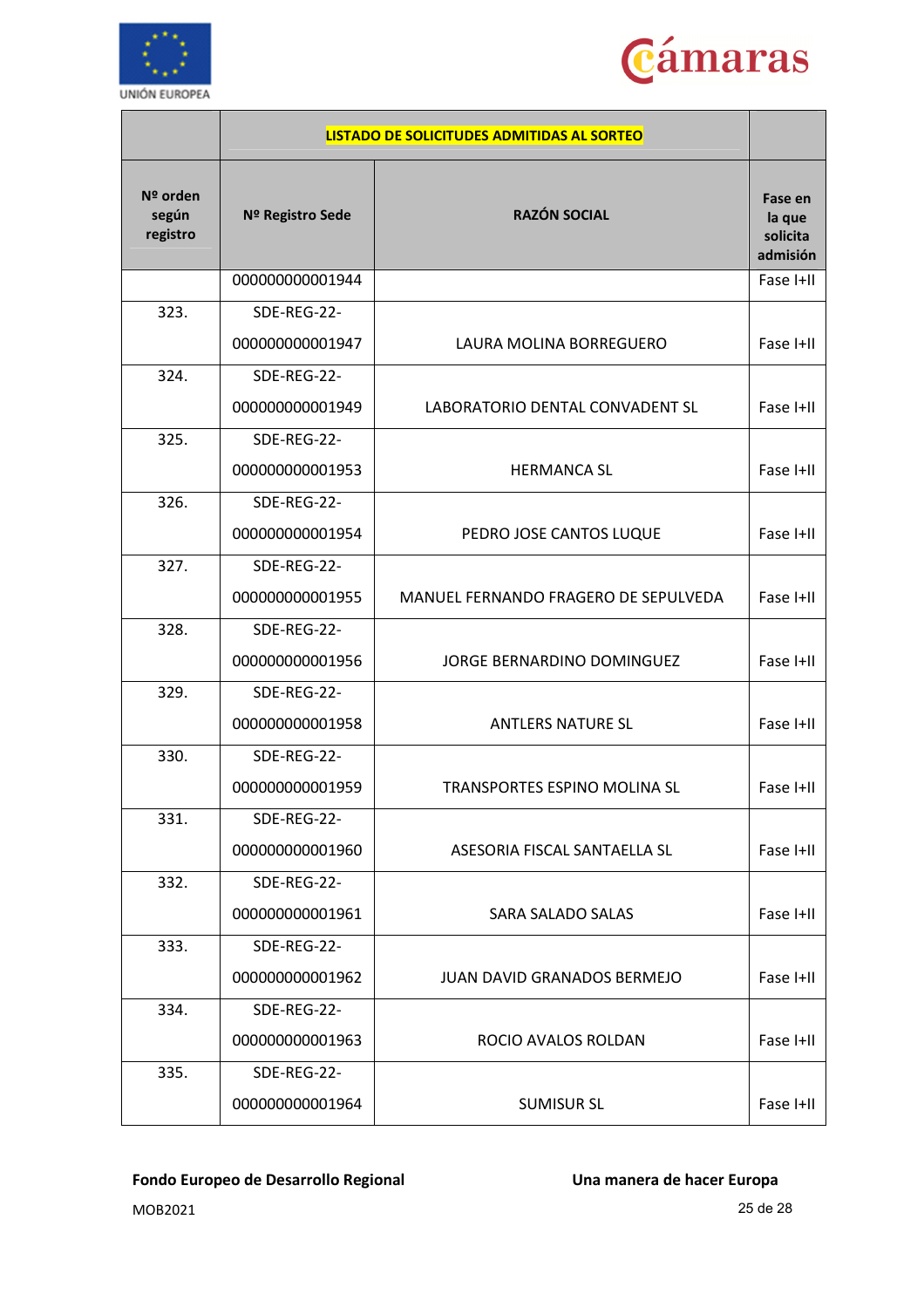| | LISTADO DE SOLICITUDES ADMITIDAS AL SORTEO | | |
|---|---|---|---|
| Nº orden según registro | Nº Registro Sede | RAZÓN SOCIAL | Fase en la que solicita admisión |
| | 000000000001944 | | Fase I+II |
| 323. | SDE-REG-22-000000000001947 | LAURA MOLINA BORREGUERO | Fase I+II |
| 324. | SDE-REG-22-000000000001949 | LABORATORIO DENTAL CONVADENT SL | Fase I+II |
| 325. | SDE-REG-22-000000000001953 | HERMANCA SL | Fase I+II |
| 326. | SDE-REG-22-000000000001954 | PEDRO JOSE CANTOS LUQUE | Fase I+II |
| 327. | SDE-REG-22-000000000001955 | MANUEL FERNANDO FRAGERO DE SEPULVEDA | Fase I+II |
| 328. | SDE-REG-22-000000000001956 | JORGE BERNARDINO DOMINGUEZ | Fase I+II |
| 329. | SDE-REG-22-000000000001958 | ANTLERS NATURE SL | Fase I+II |
| 330. | SDE-REG-22-000000000001959 | TRANSPORTES ESPINO MOLINA SL | Fase I+II |
| 331. | SDE-REG-22-000000000001960 | ASESORIA FISCAL SANTAELLA SL | Fase I+II |
| 332. | SDE-REG-22-000000000001961 | SARA SALADO SALAS | Fase I+II |
| 333. | SDE-REG-22-000000000001962 | JUAN DAVID GRANADOS BERMEJO | Fase I+II |
| 334. | SDE-REG-22-000000000001963 | ROCIO AVALOS ROLDAN | Fase I+II |
| 335. | SDE-REG-22-000000000001964 | SUMISUR SL | Fase I+II |

**Fondo Europeo de Desarrollo Regional** **Una manera de hacer Europa**

MOB2021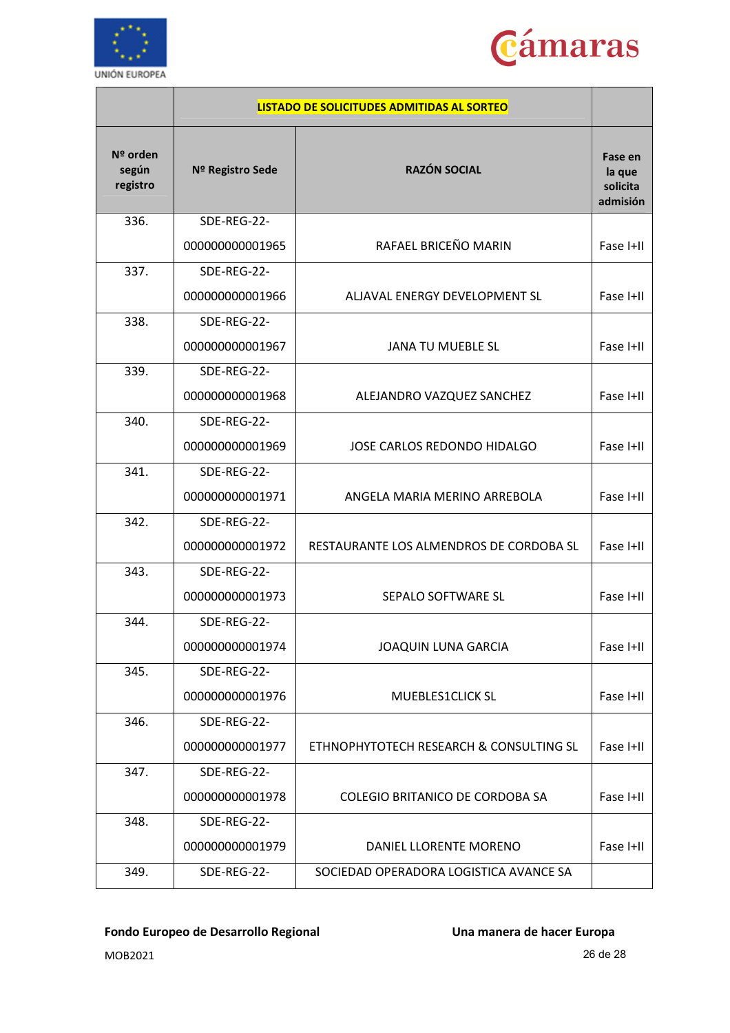| | LISTADO DE SOLICITUDES ADMITIDAS AL SORTEO | | |
|---|---|---|---|
| Nº orden según registro | Nº Registro Sede | RAZÓN SOCIAL | Fase en la que solicita admisión |
| 336. | SDE-REG-22-000000000001965 | RAFAEL BRICEÑO MARIN | Fase I+II |
| 337. | SDE-REG-22-000000000001966 | ALJAVAL ENERGY DEVELOPMENT SL | Fase I+II |
| 338. | SDE-REG-22-000000000001967 | JANA TU MUEBLE SL | Fase I+II |
| 339. | SDE-REG-22-000000000001968 | ALEJANDRO VAZQUEZ SANCHEZ | Fase I+II |
| 340. | SDE-REG-22-000000000001969 | JOSE CARLOS REDONDO HIDALGO | Fase I+II |
| 341. | SDE-REG-22-000000000001971 | ANGELA MARIA MERINO ARREBOLA | Fase I+II |
| 342. | SDE-REG-22-000000000001972 | RESTAURANTE LOS ALMENDROS DE CORDOBA SL | Fase I+II |
| 343. | SDE-REG-22-000000000001973 | SEPALO SOFTWARE SL | Fase I+II |
| 344. | SDE-REG-22-000000000001974 | JOAQUIN LUNA GARCIA | Fase I+II |
| 345. | SDE-REG-22-000000000001976 | MUEBLES1CLICK SL | Fase I+II |
| 346. | SDE-REG-22-000000000001977 | ETHNOPHYTOTECH RESEARCH & CONSULTING SL | Fase I+II |
| 347. | SDE-REG-22-000000000001978 | COLEGIO BRITANICO DE CORDOBA SA | Fase I+II |
| 348. | SDE-REG-22-000000000001979 | DANIEL LLORENTE MORENO | Fase I+II |
| 349. | SDE-REG-22- | SOCIEDAD OPERADORA LOGISTICA AVANCE SA | |

**Fondo Europeo de Desarrollo Regional** **Una manera de hacer Europa**

MOB2021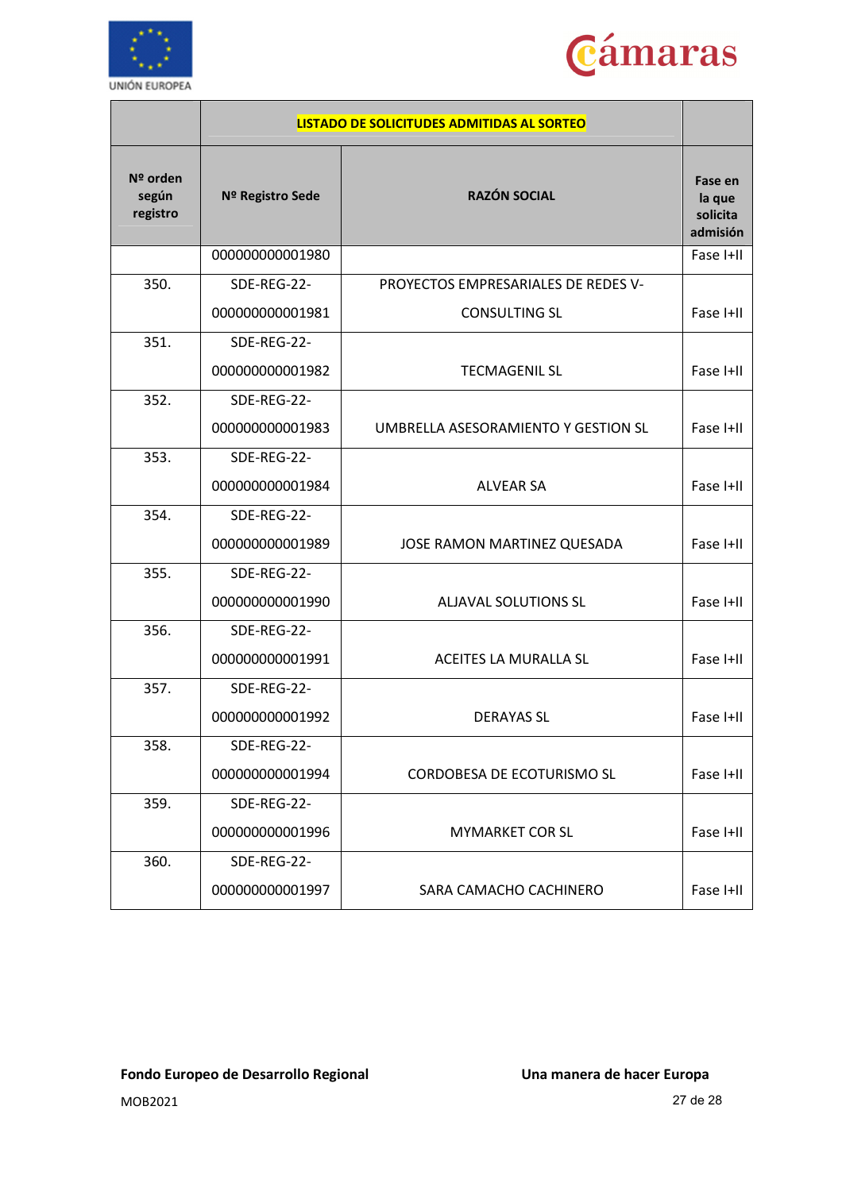| | LISTADO DE SOLICITUDES ADMITIDAS AL SORTEO | | |
|---|---|---|---|
| **Nº orden según registro** | **Nº Registro Sede** | **RAZÓN SOCIAL** | **Fase en la que solicita admisión** |
| | 000000000001980 | | Fase I+II |
| 350. | SDE-REG-22-000000000001981 | PROYECTOS EMPRESARIALES DE REDES V-CONSULTING SL | Fase I+II |
| 351. | SDE-REG-22-000000000001982 | TECMAGENIL SL | Fase I+II |
| 352. | SDE-REG-22-000000000001983 | UMBRELLA ASESORAMIENTO Y GESTION SL | Fase I+II |
| 353. | SDE-REG-22-000000000001984 | ALVEAR SA | Fase I+II |
| 354. | SDE-REG-22-000000000001989 | JOSE RAMON MARTINEZ QUESADA | Fase I+II |
| 355. | SDE-REG-22-000000000001990 | ALJAVAL SOLUTIONS SL | Fase I+II |
| 356. | SDE-REG-22-000000000001991 | ACEITES LA MURALLA SL | Fase I+II |
| 357. | SDE-REG-22-000000000001992 | DERAYAS SL | Fase I+II |
| 358. | SDE-REG-22-000000000001994 | CORDOBESA DE ECOTURISMO SL | Fase I+II |
| 359. | SDE-REG-22-000000000001996 | MYMARKET COR SL | Fase I+II |
| 360. | SDE-REG-22-000000000001997 | SARA CAMACHO CACHINERO | Fase I+II |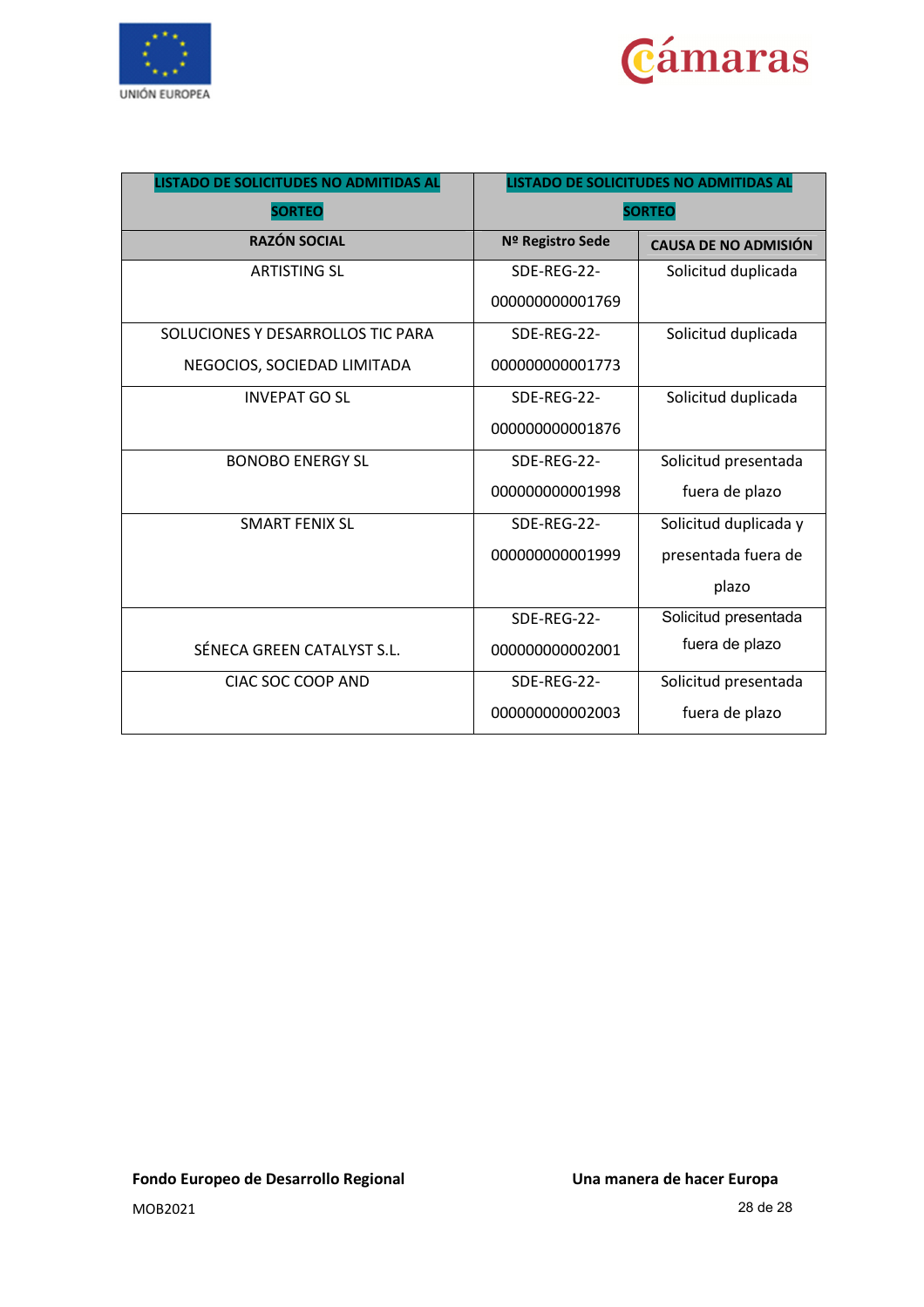| LISTADO DE SOLICITUDES NO ADMITIDAS AL SORTEO | LISTADO DE SOLICITUDES NO ADMITIDAS AL SORTEO | |
|---|---|---|
| **RAZÓN SOCIAL** | **Nº Registro Sede** | **CAUSA DE NO ADMISIÓN** |
| ARTISTING SL | SDE-REG-22-000000000001769 | Solicitud duplicada |
| SOLUCIONES Y DESARROLLOS TIC PARA NEGOCIOS, SOCIEDAD LIMITADA | SDE-REG-22-000000000001773 | Solicitud duplicada |
| INVEPAT GO SL | SDE-REG-22-000000000001876 | Solicitud duplicada |
| BONOBO ENERGY SL | SDE-REG-22-000000000001998 | Solicitud presentada fuera de plazo |
| SMART FENIX SL | SDE-REG-22-000000000001999 | Solicitud duplicada y presentada fuera de plazo |
| SÉNECA GREEN CATALYST S.L. | SDE-REG-22-000000000002001 | Solicitud presentada fuera de plazo |
| CIAC SOC COOP AND | SDE-REG-22-000000000002003 | Solicitud presentada fuera de plazo |

**Fondo Europeo de Desarrollo Regional** **Una manera de hacer Europa**

MOB2021